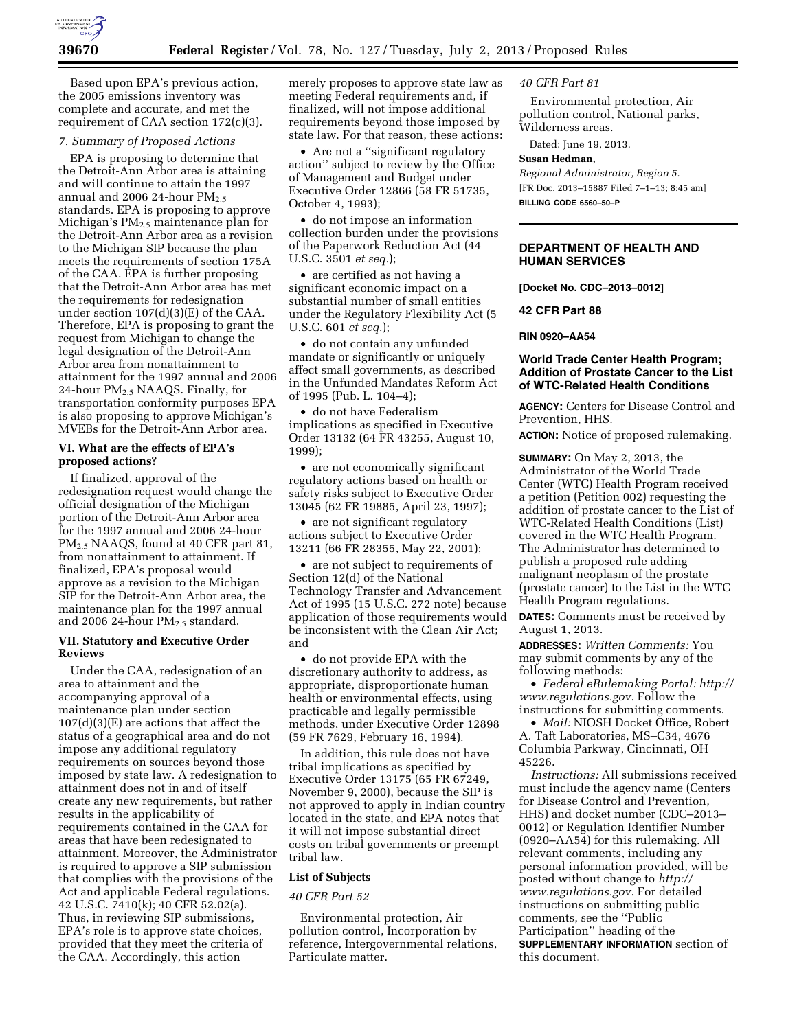Based upon EPA's previous action, the 2005 emissions inventory was complete and accurate, and met the requirement of CAA section 172(c)(3).

*7. Summary of Proposed Actions*

EPA is proposing to determine that the Detroit-Ann Arbor area is attaining and will continue to attain the 1997 annual and 2006 24-hour $PM_{2.5}$ standards. EPA is proposing to approve Michigan's $PM_{2.5}$ maintenance plan for the Detroit-Ann Arbor area as a revision to the Michigan SIP because the plan meets the requirements of section 175A of the CAA. EPA is further proposing that the Detroit-Ann Arbor area has met the requirements for redesignation under section 107(d)(3)(E) of the CAA. Therefore, EPA is proposing to grant the request from Michigan to change the legal designation of the Detroit-Ann Arbor area from nonattainment to attainment for the 1997 annual and 2006 24-hour $PM_{2.5}$ NAAQS. Finally, for transportation conformity purposes EPA is also proposing to approve Michigan's MVEBs for the Detroit-Ann Arbor area.

### VI. What are the effects of EPA's proposed actions?

If finalized, approval of the redesignation request would change the official designation of the Michigan portion of the Detroit-Ann Arbor area for the 1997 annual and 2006 24-hour $PM_{2.5}$ NAAQS, found at 40 CFR part 81, from nonattainment to attainment. If finalized, EPA's proposal would approve as a revision to the Michigan SIP for the Detroit-Ann Arbor area, the maintenance plan for the 1997 annual and 2006 24-hour $PM_{2.5}$ standard.

### VII. Statutory and Executive Order Reviews

Under the CAA, redesignation of an area to attainment and the accompanying approval of a maintenance plan under section 107(d)(3)(E) are actions that affect the status of a geographical area and do not impose any additional regulatory requirements on sources beyond those imposed by state law. A redesignation to attainment does not in and of itself create any new requirements, but rather results in the applicability of requirements contained in the CAA for areas that have been redesignated to attainment. Moreover, the Administrator is required to approve a SIP submission that complies with the provisions of the Act and applicable Federal regulations. 42 U.S.C. 7410(k); 40 CFR 52.02(a). Thus, in reviewing SIP submissions, EPA's role is to approve state choices, provided that they meet the criteria of the CAA. Accordingly, this action merely proposes to approve state law as meeting Federal requirements and, if finalized, will not impose additional requirements beyond those imposed by state law. For that reason, these actions:

- Are not a ''significant regulatory action'' subject to review by the Office of Management and Budget under Executive Order 12866 (58 FR 51735, October 4, 1993);
- do not impose an information collection burden under the provisions of the Paperwork Reduction Act (44 U.S.C. 3501 *et seq.*);
- are certified as not having a significant economic impact on a substantial number of small entities under the Regulatory Flexibility Act (5 U.S.C. 601 *et seq.*);
- do not contain any unfunded mandate or significantly or uniquely affect small governments, as described in the Unfunded Mandates Reform Act of 1995 (Pub. L. 104–4);
- do not have Federalism implications as specified in Executive Order 13132 (64 FR 43255, August 10, 1999);
- are not economically significant regulatory actions based on health or safety risks subject to Executive Order 13045 (62 FR 19885, April 23, 1997);
- are not significant regulatory actions subject to Executive Order 13211 (66 FR 28355, May 22, 2001);
- are not subject to requirements of Section 12(d) of the National Technology Transfer and Advancement Act of 1995 (15 U.S.C. 272 note) because application of those requirements would be inconsistent with the Clean Air Act; and
- do not provide EPA with the discretionary authority to address, as appropriate, disproportionate human health or environmental effects, using practicable and legally permissible methods, under Executive Order 12898 (59 FR 7629, February 16, 1994).

In addition, this rule does not have tribal implications as specified by Executive Order 13175 (65 FR 67249, November 9, 2000), because the SIP is not approved to apply in Indian country located in the state, and EPA notes that it will not impose substantial direct costs on tribal governments or preempt tribal law.

### List of Subjects

*40 CFR Part 52*

Environmental protection, Air pollution control, Incorporation by reference, Intergovernmental relations, Particulate matter.

*40 CFR Part 81*

Environmental protection, Air pollution control, National parks, Wilderness areas.

Dated: June 19, 2013.

**Susan Hedman,**

*Regional Administrator, Region 5.*

[FR Doc. 2013–15887 Filed 7–1–13; 8:45 am]

**BILLING CODE 6560–50–P**

---

## DEPARTMENT OF HEALTH AND HUMAN SERVICES

**[Docket No. CDC–2013–0012]**

**42 CFR Part 88**

**RIN 0920–AA54**

## World Trade Center Health Program; Addition of Prostate Cancer to the List of WTC-Related Health Conditions

**AGENCY:** Centers for Disease Control and Prevention, HHS.

**ACTION:** Notice of proposed rulemaking.

**SUMMARY:** On May 2, 2013, the Administrator of the World Trade Center (WTC) Health Program received a petition (Petition 002) requesting the addition of prostate cancer to the List of WTC-Related Health Conditions (List) covered in the WTC Health Program. The Administrator has determined to publish a proposed rule adding malignant neoplasm of the prostate (prostate cancer) to the List in the WTC Health Program regulations.

**DATES:** Comments must be received by August 1, 2013.

**ADDRESSES:** *Written Comments:* You may submit comments by any of the following methods:

- *Federal eRulemaking Portal: http://www.regulations.gov.* Follow the instructions for submitting comments.
- *Mail:* NIOSH Docket Office, Robert A. Taft Laboratories, MS–C34, 4676 Columbia Parkway, Cincinnati, OH 45226.

*Instructions:* All submissions received must include the agency name (Centers for Disease Control and Prevention, HHS) and docket number (CDC–2013–0012) or Regulation Identifier Number (0920–AA54) for this rulemaking. All relevant comments, including any personal information provided, will be posted without change to *http://www.regulations.gov.* For detailed instructions on submitting public comments, see the ''Public Participation'' heading of the **SUPPLEMENTARY INFORMATION** section of this document.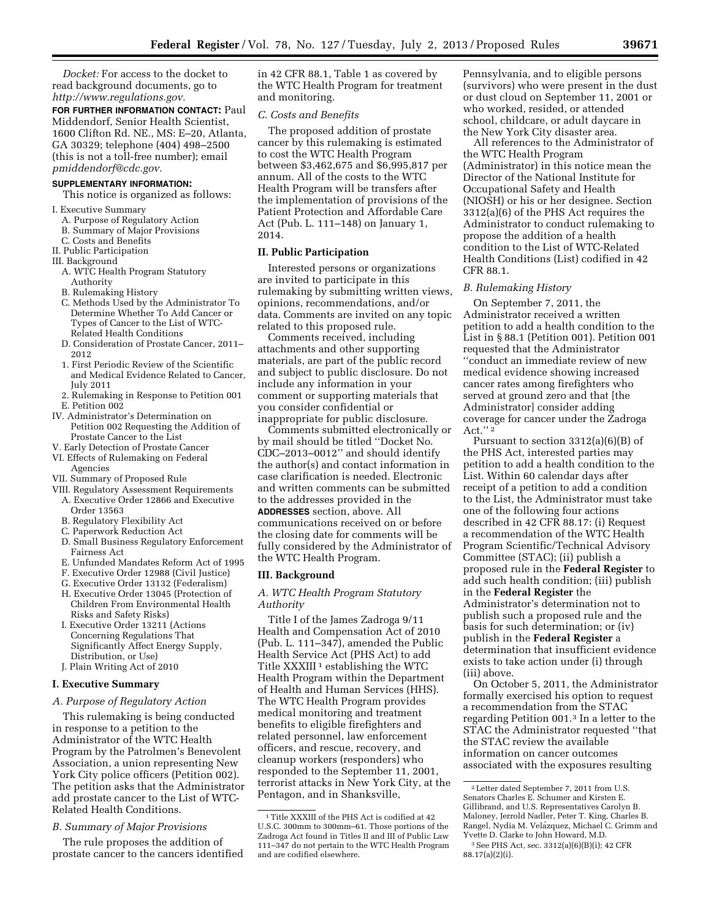*Docket:* For access to the docket to read background documents, go to *http://www.regulations.gov.*

**FOR FURTHER INFORMATION CONTACT:** Paul Middendorf, Senior Health Scientist, 1600 Clifton Rd. NE., MS: E–20, Atlanta, GA 30329; telephone (404) 498–2500 (this is not a toll-free number); email *pmiddendorf@cdc.gov.*

**SUPPLEMENTARY INFORMATION:**

This notice is organized as follows:

I. Executive Summary
  A. Purpose of Regulatory Action
  B. Summary of Major Provisions
  C. Costs and Benefits
II. Public Participation
III. Background
  A. WTC Health Program Statutory Authority
  B. Rulemaking History
  C. Methods Used by the Administrator To Determine Whether To Add Cancer or Types of Cancer to the List of WTC-Related Health Conditions
  D. Consideration of Prostate Cancer, 2011–2012
    1. First Periodic Review of the Scientific and Medical Evidence Related to Cancer, July 2011
    2. Rulemaking in Response to Petition 001
  E. Petition 002
IV. Administrator's Determination on Petition 002 Requesting the Addition of Prostate Cancer to the List
V. Early Detection of Prostate Cancer
VI. Effects of Rulemaking on Federal Agencies
VII. Summary of Proposed Rule
VIII. Regulatory Assessment Requirements
  A. Executive Order 12866 and Executive Order 13563
  B. Regulatory Flexibility Act
  C. Paperwork Reduction Act
  D. Small Business Regulatory Enforcement Fairness Act
  E. Unfunded Mandates Reform Act of 1995
  F. Executive Order 12988 (Civil Justice)
  G. Executive Order 13132 (Federalism)
  H. Executive Order 13045 (Protection of Children From Environmental Health Risks and Safety Risks)
  I. Executive Order 13211 (Actions Concerning Regulations That Significantly Affect Energy Supply, Distribution, or Use)
  J. Plain Writing Act of 2010

## I. Executive Summary

### *A. Purpose of Regulatory Action*

This rulemaking is being conducted in response to a petition to the Administrator of the WTC Health Program by the Patrolmen's Benevolent Association, a union representing New York City police officers (Petition 002). The petition asks that the Administrator add prostate cancer to the List of WTC-Related Health Conditions.

### *B. Summary of Major Provisions*

The rule proposes the addition of prostate cancer to the cancers identified in 42 CFR 88.1, Table 1 as covered by the WTC Health Program for treatment and monitoring.

### *C. Costs and Benefits*

The proposed addition of prostate cancer by this rulemaking is estimated to cost the WTC Health Program between $3,462,675 and $6,995,817 per annum. All of the costs to the WTC Health Program will be transfers after the implementation of provisions of the Patient Protection and Affordable Care Act (Pub. L. 111–148) on January 1, 2014.

## II. Public Participation

Interested persons or organizations are invited to participate in this rulemaking by submitting written views, opinions, recommendations, and/or data. Comments are invited on any topic related to this proposed rule.

Comments received, including attachments and other supporting materials, are part of the public record and subject to public disclosure. Do not include any information in your comment or supporting materials that you consider confidential or inappropriate for public disclosure.

Comments submitted electronically or by mail should be titled ''Docket No. CDC–2013–0012'' and should identify the author(s) and contact information in case clarification is needed. Electronic and written comments can be submitted to the addresses provided in the **ADDRESSES** section, above. All communications received on or before the closing date for comments will be fully considered by the Administrator of the WTC Health Program.

## III. Background

### *A. WTC Health Program Statutory Authority*

Title I of the James Zadroga 9/11 Health and Compensation Act of 2010 (Pub. L. 111–347), amended the Public Health Service Act (PHS Act) to add Title XXXIII[1] establishing the WTC Health Program within the Department of Health and Human Services (HHS). The WTC Health Program provides medical monitoring and treatment benefits to eligible firefighters and related personnel, law enforcement officers, and rescue, recovery, and cleanup workers (responders) who responded to the September 11, 2001, terrorist attacks in New York City, at the Pentagon, and in Shanksville, Pennsylvania, and to eligible persons (survivors) who were present in the dust or dust cloud on September 11, 2001 or who worked, resided, or attended school, childcare, or adult daycare in the New York City disaster area.

All references to the Administrator of the WTC Health Program (Administrator) in this notice mean the Director of the National Institute for Occupational Safety and Health (NIOSH) or his or her designee. Section 3312(a)(6) of the PHS Act requires the Administrator to conduct rulemaking to propose the addition of a health condition to the List of WTC-Related Health Conditions (List) codified in 42 CFR 88.1.

### *B. Rulemaking History*

On September 7, 2011, the Administrator received a written petition to add a health condition to the List in § 88.1 (Petition 001). Petition 001 requested that the Administrator ''conduct an immediate review of new medical evidence showing increased cancer rates among firefighters who served at ground zero and that [the Administrator] consider adding coverage for cancer under the Zadroga Act.''[2]

Pursuant to section 3312(a)(6)(B) of the PHS Act, interested parties may petition to add a health condition to the List. Within 60 calendar days after receipt of a petition to add a condition to the List, the Administrator must take one of the following four actions described in 42 CFR 88.17: (i) Request a recommendation of the WTC Health Program Scientific/Technical Advisory Committee (STAC); (ii) publish a proposed rule in the **Federal Register** to add such health condition; (iii) publish in the **Federal Register** the Administrator's determination not to publish such a proposed rule and the basis for such determination; or (iv) publish in the **Federal Register** a determination that insufficient evidence exists to take action under (i) through (iii) above.

On October 5, 2011, the Administrator formally exercised his option to request a recommendation from the STAC regarding Petition 001.[3] In a letter to the STAC the Administrator requested ''that the STAC review the available information on cancer outcomes associated with the exposures resulting

---

[1] Title XXXIII of the PHS Act is codified at 42 U.S.C. 300mm to 300mm–61. Those portions of the Zadroga Act found in Titles II and III of Public Law 111–347 do not pertain to the WTC Health Program and are codified elsewhere.

[2] Letter dated September 7, 2011 from U.S. Senators Charles E. Schumer and Kirsten E. Gillibrand, and U.S. Representatives Carolyn B. Maloney, Jerrold Nadler, Peter T. King, Charles B. Rangel, Nydia M. Velázquez, Michael C. Grimm and Yvette D. Clarke to John Howard, M.D.

[3] See PHS Act, sec. 3312(a)(6)(B)(i); 42 CFR 88.17(a)(2)(i).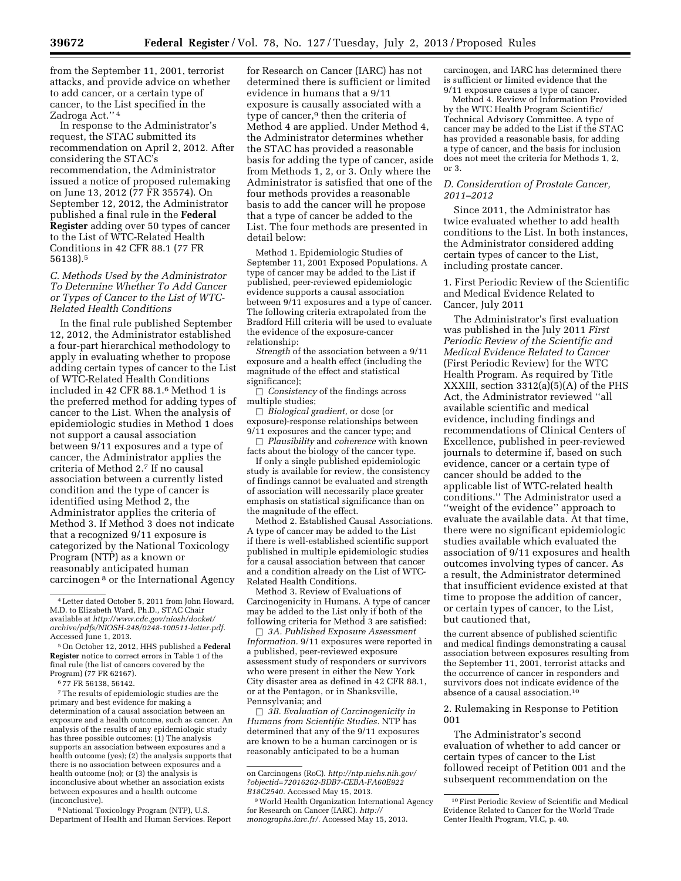from the September 11, 2001, terrorist attacks, and provide advice on whether to add cancer, or a certain type of cancer, to the List specified in the Zadroga Act.'' [4]

In response to the Administrator's request, the STAC submitted its recommendation on April 2, 2012. After considering the STAC's recommendation, the Administrator issued a notice of proposed rulemaking on June 13, 2012 (77 FR 35574). On September 12, 2012, the Administrator published a final rule in the **Federal Register** adding over 50 types of cancer to the List of WTC-Related Health Conditions in 42 CFR 88.1 (77 FR 56138).[5]

### *C. Methods Used by the Administrator To Determine Whether To Add Cancer or Types of Cancer to the List of WTC-Related Health Conditions*

In the final rule published September 12, 2012, the Administrator established a four-part hierarchical methodology to apply in evaluating whether to propose adding certain types of cancer to the List of WTC-Related Health Conditions included in 42 CFR 88.1.[6] Method 1 is the preferred method for adding types of cancer to the List. When the analysis of epidemiologic studies in Method 1 does not support a causal association between 9/11 exposures and a type of cancer, the Administrator applies the criteria of Method 2.[7] If no causal association between a currently listed condition and the type of cancer is identified using Method 2, the Administrator applies the criteria of Method 3. If Method 3 does not indicate that a recognized 9/11 exposure is categorized by the National Toxicology Program (NTP) as a known or reasonably anticipated human carcinogen [8] or the International Agency for Research on Cancer (IARC) has not determined there is sufficient or limited evidence in humans that a 9/11 exposure is causally associated with a type of cancer,[9] then the criteria of Method 4 are applied. Under Method 4, the Administrator determines whether the STAC has provided a reasonable basis for adding the type of cancer, aside from Methods 1, 2, or 3. Only where the Administrator is satisfied that one of the four methods provides a reasonable basis to add the cancer will he propose that a type of cancer be added to the List. The four methods are presented in detail below:

Method 1. Epidemiologic Studies of September 11, 2001 Exposed Populations. A type of cancer may be added to the List if published, peer-reviewed epidemiologic evidence supports a causal association between 9/11 exposures and a type of cancer. The following criteria extrapolated from the Bradford Hill criteria will be used to evaluate the evidence of the exposure-cancer relationship:

*Strength* of the association between a 9/11 exposure and a health effect (including the magnitude of the effect and statistical significance);

☐ *Consistency* of the findings across multiple studies;

☐ *Biological gradient,* or dose (or exposure)-response relationships between 9/11 exposures and the cancer type; and

☐ *Plausibility* and *coherence* with known facts about the biology of the cancer type.

If only a single published epidemiologic study is available for review, the consistency of findings cannot be evaluated and strength of association will necessarily place greater emphasis on statistical significance than on the magnitude of the effect.

Method 2. Established Causal Associations. A type of cancer may be added to the List if there is well-established scientific support published in multiple epidemiologic studies for a causal association between that cancer and a condition already on the List of WTC-Related Health Conditions.

Method 3. Review of Evaluations of Carcinogenicity in Humans. A type of cancer may be added to the List only if both of the following criteria for Method 3 are satisfied:

☐ *3A. Published Exposure Assessment Information.* 9/11 exposures were reported in a published, peer-reviewed exposure assessment study of responders or survivors who were present in either the New York City disaster area as defined in 42 CFR 88.1, or at the Pentagon, or in Shanksville, Pennsylvania; and

☐ *3B. Evaluation of Carcinogenicity in Humans from Scientific Studies.* NTP has determined that any of the 9/11 exposures are known to be a human carcinogen or is reasonably anticipated to be a human carcinogen, and IARC has determined there is sufficient or limited evidence that the 9/11 exposure causes a type of cancer.

Method 4. Review of Information Provided by the WTC Health Program Scientific/Technical Advisory Committee. A type of cancer may be added to the List if the STAC has provided a reasonable basis, for adding a type of cancer, and the basis for inclusion does not meet the criteria for Methods 1, 2, or 3.

### *D. Consideration of Prostate Cancer, 2011–2012*

Since 2011, the Administrator has twice evaluated whether to add health conditions to the List. In both instances, the Administrator considered adding certain types of cancer to the List, including prostate cancer.

#### 1. First Periodic Review of the Scientific and Medical Evidence Related to Cancer, July 2011

The Administrator's first evaluation was published in the July 2011 *First Periodic Review of the Scientific and Medical Evidence Related to Cancer* (First Periodic Review) for the WTC Health Program. As required by Title XXXIII, section 3312(a)(5)(A) of the PHS Act, the Administrator reviewed ''all available scientific and medical evidence, including findings and recommendations of Clinical Centers of Excellence, published in peer-reviewed journals to determine if, based on such evidence, cancer or a certain type of cancer should be added to the applicable list of WTC-related health conditions.'' The Administrator used a ''weight of the evidence'' approach to evaluate the available data. At that time, there were no significant epidemiologic studies available which evaluated the association of 9/11 exposures and health outcomes involving types of cancer. As a result, the Administrator determined that insufficient evidence existed at that time to propose the addition of cancer, or certain types of cancer, to the List, but cautioned that,

> the current absence of published scientific and medical findings demonstrating a causal association between exposures resulting from the September 11, 2001, terrorist attacks and the occurrence of cancer in responders and survivors does not indicate evidence of the absence of a causal association.[10]

#### 2. Rulemaking in Response to Petition 001

The Administrator's second evaluation of whether to add cancer or certain types of cancer to the List followed receipt of Petition 001 and the subsequent recommendation on the

---

[4] Letter dated October 5, 2011 from John Howard, M.D. to Elizabeth Ward, Ph.D., STAC Chair available at *http://www.cdc.gov/niosh/docket/archive/pdfs/NIOSH-248/0248-100511-letter.pdf.* Accessed June 1, 2013.

[5] On October 12, 2012, HHS published a **Federal Register** notice to correct errors in Table 1 of the final rule (the list of cancers covered by the Program) (77 FR 62167).

[6] 77 FR 56138, 56142.

[7] The results of epidemiologic studies are the primary and best evidence for making a determination of a causal association between an exposure and a health outcome, such as cancer. An analysis of the results of any epidemiologic study has three possible outcomes: (1) The analysis supports an association between exposures and a health outcome (yes); (2) the analysis supports that there is no association between exposures and a health outcome (no); or (3) the analysis is inconclusive about whether an association exists between exposures and a health outcome (inconclusive).

[8] National Toxicology Program (NTP), U.S. Department of Health and Human Services. Report on Carcinogens (RoC). *http://ntp.niehs.nih.gov/?objectid=72016262-BDB7-CEBA-FA60E922B18C2540.* Accessed May 15, 2013.

[9] World Health Organization International Agency for Research on Cancer (IARC). *http://monographs.iarc.fr/.* Accessed May 15, 2013.

[10] First Periodic Review of Scientific and Medical Evidence Related to Cancer for the World Trade Center Health Program, VI.C, p. 40.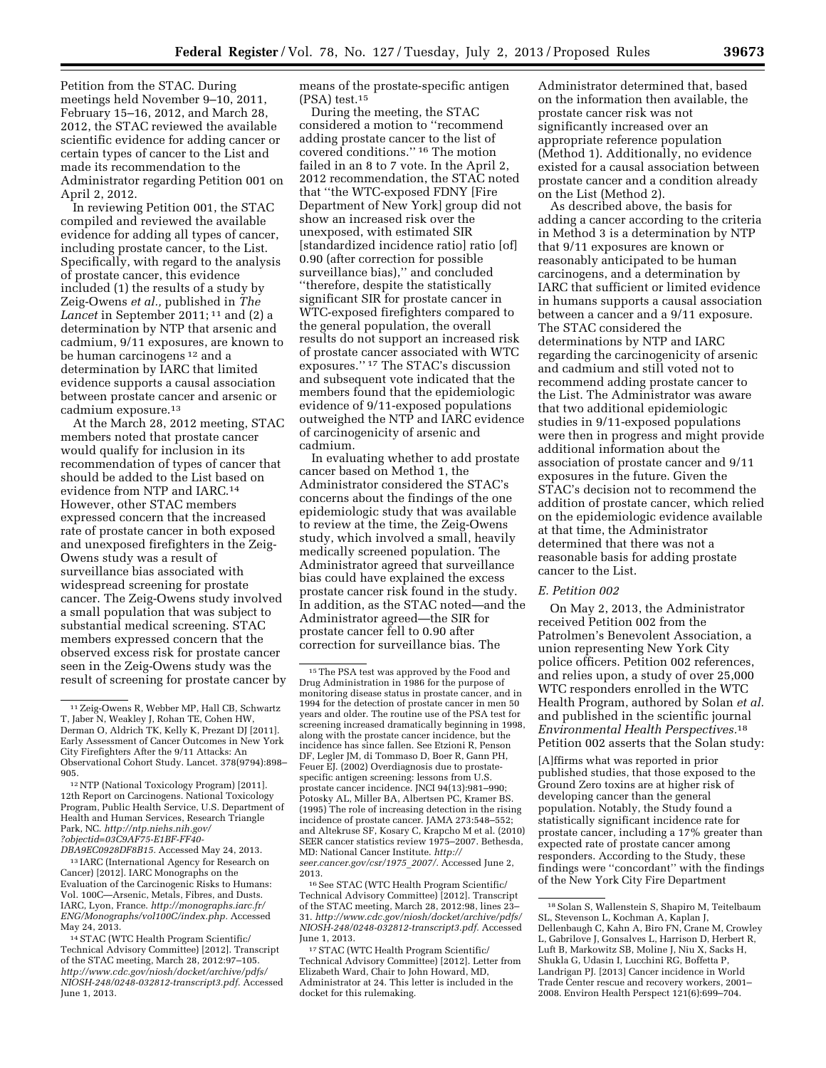Petition from the STAC. During meetings held November 9–10, 2011, February 15–16, 2012, and March 28, 2012, the STAC reviewed the available scientific evidence for adding cancer or certain types of cancer to the List and made its recommendation to the Administrator regarding Petition 001 on April 2, 2012.

In reviewing Petition 001, the STAC compiled and reviewed the available evidence for adding all types of cancer, including prostate cancer, to the List. Specifically, with regard to the analysis of prostate cancer, this evidence included (1) the results of a study by Zeig-Owens *et al.*, published in *The Lancet* in September 2011; [11] and (2) a determination by NTP that arsenic and cadmium, 9/11 exposures, are known to be human carcinogens [12] and a determination by IARC that limited evidence supports a causal association between prostate cancer and arsenic or cadmium exposure.[13]

At the March 28, 2012 meeting, STAC members noted that prostate cancer would qualify for inclusion in its recommendation of types of cancer that should be added to the List based on evidence from NTP and IARC.[14] However, other STAC members expressed concern that the increased rate of prostate cancer in both exposed and unexposed firefighters in the Zeig-Owens study was a result of surveillance bias associated with widespread screening for prostate cancer. The Zeig-Owens study involved a small population that was subject to substantial medical screening. STAC members expressed concern that the observed excess risk for prostate cancer seen in the Zeig-Owens study was the result of screening for prostate cancer by means of the prostate-specific antigen (PSA) test.[15]

During the meeting, the STAC considered a motion to ''recommend adding prostate cancer to the list of covered conditions.'' [16] The motion failed in an 8 to 7 vote. In the April 2, 2012 recommendation, the STAC noted that ''the WTC-exposed FDNY [Fire Department of New York] group did not show an increased risk over the unexposed, with estimated SIR [standardized incidence ratio] ratio [of] 0.90 (after correction for possible surveillance bias),'' and concluded ''therefore, despite the statistically significant SIR for prostate cancer in WTC-exposed firefighters compared to the general population, the overall results do not support an increased risk of prostate cancer associated with WTC exposures.'' [17] The STAC's discussion and subsequent vote indicated that the members found that the epidemiologic evidence of 9/11-exposed populations outweighed the NTP and IARC evidence of carcinogenicity of arsenic and cadmium.

In evaluating whether to add prostate cancer based on Method 1, the Administrator considered the STAC's concerns about the findings of the one epidemiologic study that was available to review at the time, the Zeig-Owens study, which involved a small, heavily medically screened population. The Administrator agreed that surveillance bias could have explained the excess prostate cancer risk found in the study. In addition, as the STAC noted—and the Administrator agreed—the SIR for prostate cancer fell to 0.90 after correction for surveillance bias. The Administrator determined that, based on the information then available, the prostate cancer risk was not significantly increased over an appropriate reference population (Method 1). Additionally, no evidence existed for a causal association between prostate cancer and a condition already on the List (Method 2).

As described above, the basis for adding a cancer according to the criteria in Method 3 is a determination by NTP that 9/11 exposures are known or reasonably anticipated to be human carcinogens, and a determination by IARC that sufficient or limited evidence in humans supports a causal association between a cancer and a 9/11 exposure. The STAC considered the determinations by NTP and IARC regarding the carcinogenicity of arsenic and cadmium and still voted not to recommend adding prostate cancer to the List. The Administrator was aware that two additional epidemiologic studies in 9/11-exposed populations were then in progress and might provide additional information about the association of prostate cancer and 9/11 exposures in the future. Given the STAC's decision not to recommend the addition of prostate cancer, which relied on the epidemiologic evidence available at that time, the Administrator determined that there was not a reasonable basis for adding prostate cancer to the List.

### *E. Petition 002*

On May 2, 2013, the Administrator received Petition 002 from the Patrolmen's Benevolent Association, a union representing New York City police officers. Petition 002 references, and relies upon, a study of over 25,000 WTC responders enrolled in the WTC Health Program, authored by Solan *et al.* and published in the scientific journal *Environmental Health Perspectives.*[18] Petition 002 asserts that the Solan study:

> [A]ffirms what was reported in prior published studies, that those exposed to the Ground Zero toxins are at higher risk of developing cancer than the general population. Notably, the Study found a statistically significant incidence rate for prostate cancer, including a 17% greater than expected rate of prostate cancer among responders. According to the Study, these findings were ''concordant'' with the findings of the New York City Fire Department

---

[11] Zeig-Owens R, Webber MP, Hall CB, Schwartz T, Jaber N, Weakley J, Rohan TE, Cohen HW, Derman O, Aldrich TK, Kelly K, Prezant DJ [2011]. Early Assessment of Cancer Outcomes in New York City Firefighters After the 9/11 Attacks: An Observational Cohort Study. Lancet. 378(9794):898–905.

[12] NTP (National Toxicology Program) [2011]. 12th Report on Carcinogens. National Toxicology Program, Public Health Service, U.S. Department of Health and Human Services, Research Triangle Park, NC. *http://ntp.niehs.nih.gov/?objectid=03C9AF75-E1BF-FF40-DBA9EC0928DF8B15.* Accessed May 24, 2013.

[13] IARC (International Agency for Research on Cancer) [2012]. IARC Monographs on the Evaluation of the Carcinogenic Risks to Humans: Vol. 100C—Arsenic, Metals, Fibres, and Dusts. IARC, Lyon, France. *http://monographs.iarc.fr/ENG/Monographs/vol100C/index.php.* Accessed May 24, 2013.

[14] STAC (WTC Health Program Scientific/Technical Advisory Committee) [2012]. Transcript of the STAC meeting, March 28, 2012:97–105. *http://www.cdc.gov/niosh/docket/archive/pdfs/NIOSH-248/0248-032812-transcript3.pdf.* Accessed June 1, 2013.

[15] The PSA test was approved by the Food and Drug Administration in 1986 for the purpose of monitoring disease status in prostate cancer, and in 1994 for the detection of prostate cancer in men 50 years and older. The routine use of the PSA test for screening increased dramatically beginning in 1998, along with the prostate cancer incidence, but the incidence has since fallen. See Etzioni R, Penson DF, Legler JM, di Tommaso D, Boer R, Gann PH, Feuer EJ. (2002) Overdiagnosis due to prostate-specific antigen screening: lessons from U.S. prostate cancer incidence. JNCI 94(13):981–990; Potosky AL, Miller BA, Albertsen PC, Kramer BS. (1995) The role of increasing detection in the rising incidence of prostate cancer. JAMA 273:548–552; and Altekruse SF, Kosary C, Krapcho M et al. (2010) SEER cancer statistics review 1975–2007. Bethesda, MD: National Cancer Institute. *http://seer.cancer.gov/csr/1975_2007/.* Accessed June 2, 2013.

[16] See STAC (WTC Health Program Scientific/Technical Advisory Committee) [2012]. Transcript of the STAC meeting, March 28, 2012:98, lines 23–31. *http://www.cdc.gov/niosh/docket/archive/pdfs/NIOSH-248/0248-032812-transcript3.pdf.* Accessed June 1, 2013.

[17] STAC (WTC Health Program Scientific/Technical Advisory Committee) [2012]. Letter from Elizabeth Ward, Chair to John Howard, MD, Administrator at 24. This letter is included in the docket for this rulemaking.

[18] Solan S, Wallenstein S, Shapiro M, Teitelbaum SL, Stevenson L, Kochman A, Kaplan J, Dellenbaugh C, Kahn A, Biro FN, Crane M, Crowley L, Gabrilove J, Gonsalves L, Harrison D, Herbert R, Luft B, Markowitz SB, Moline J, Niu X, Sacks H, Shukla G, Udasin I, Lucchini RG, Boffetta P, Landrigan PJ. [2013] Cancer incidence in World Trade Center rescue and recovery workers, 2001–2008. Environ Health Perspect 121(6):699–704.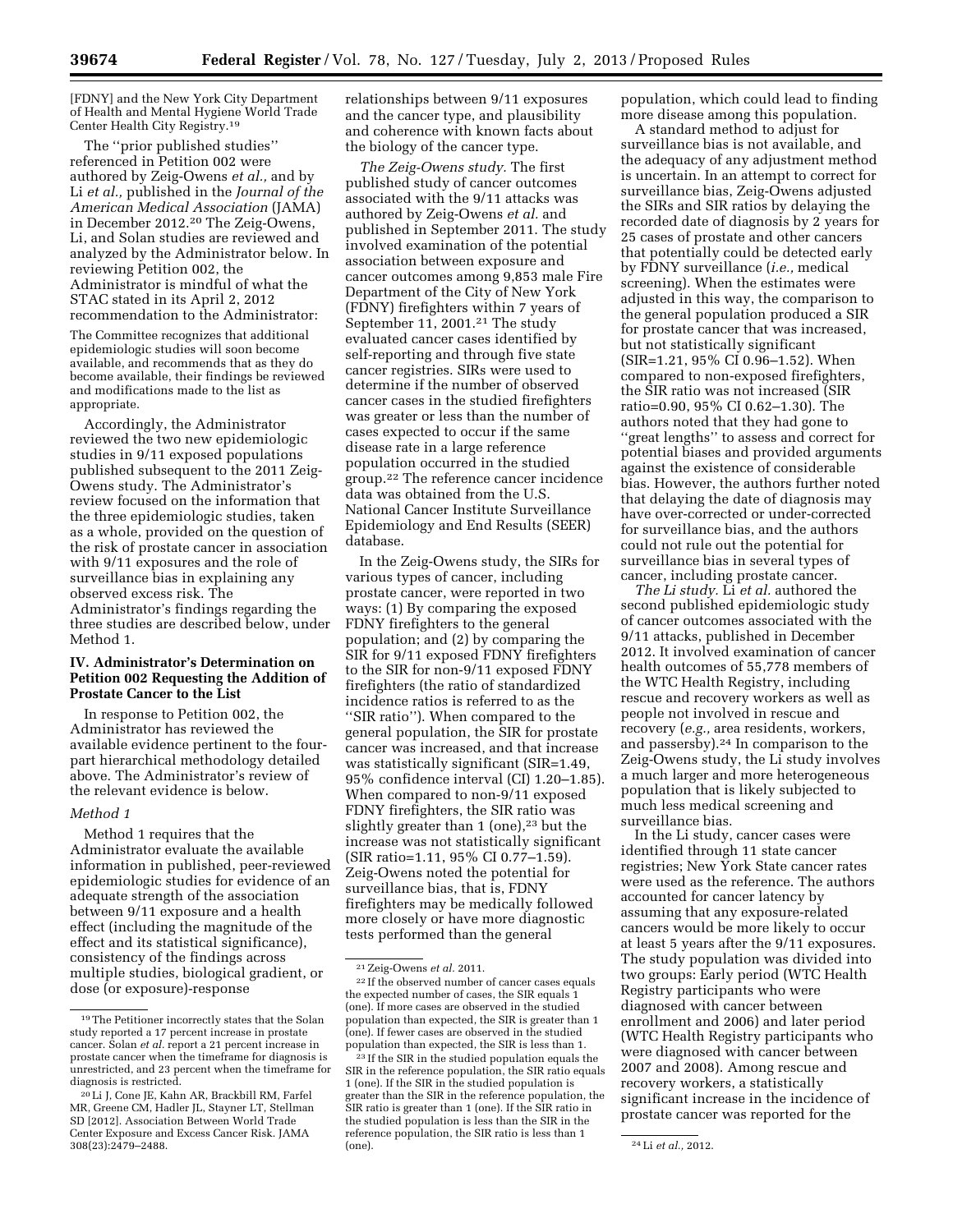[FDNY] and the New York City Department of Health and Mental Hygiene World Trade Center Health City Registry.[19]

The ''prior published studies'' referenced in Petition 002 were authored by Zeig-Owens *et al.,* and by Li *et al.,* published in the *Journal of the American Medical Association* (JAMA) in December 2012.[20] The Zeig-Owens, Li, and Solan studies are reviewed and analyzed by the Administrator below. In reviewing Petition 002, the Administrator is mindful of what the STAC stated in its April 2, 2012 recommendation to the Administrator:

The Committee recognizes that additional epidemiologic studies will soon become available, and recommends that as they do become available, their findings be reviewed and modifications made to the list as appropriate.

Accordingly, the Administrator reviewed the two new epidemiologic studies in 9/11 exposed populations published subsequent to the 2011 Zeig-Owens study. The Administrator's review focused on the information that the three epidemiologic studies, taken as a whole, provided on the question of the risk of prostate cancer in association with 9/11 exposures and the role of surveillance bias in explaining any observed excess risk. The Administrator's findings regarding the three studies are described below, under Method 1.

## IV. Administrator's Determination on Petition 002 Requesting the Addition of Prostate Cancer to the List

In response to Petition 002, the Administrator has reviewed the available evidence pertinent to the four-part hierarchical methodology detailed above. The Administrator's review of the relevant evidence is below.

### *Method 1*

Method 1 requires that the Administrator evaluate the available information in published, peer-reviewed epidemiologic studies for evidence of an adequate strength of the association between 9/11 exposure and a health effect (including the magnitude of the effect and its statistical significance), consistency of the findings across multiple studies, biological gradient, or dose (or exposure)-response relationships between 9/11 exposures and the cancer type, and plausibility and coherence with known facts about the biology of the cancer type.

*The Zeig-Owens study.* The first published study of cancer outcomes associated with the 9/11 attacks was authored by Zeig-Owens *et al.* and published in September 2011. The study involved examination of the potential association between exposure and cancer outcomes among 9,853 male Fire Department of the City of New York (FDNY) firefighters within 7 years of September 11, 2001.[21] The study evaluated cancer cases identified by self-reporting and through five state cancer registries. SIRs were used to determine if the number of observed cancer cases in the studied firefighters was greater or less than the number of cases expected to occur if the same disease rate in a large reference population occurred in the studied group.[22] The reference cancer incidence data was obtained from the U.S. National Cancer Institute Surveillance Epidemiology and End Results (SEER) database.

In the Zeig-Owens study, the SIRs for various types of cancer, including prostate cancer, were reported in two ways: (1) By comparing the exposed FDNY firefighters to the general population; and (2) by comparing the SIR for 9/11 exposed FDNY firefighters to the SIR for non-9/11 exposed FDNY firefighters (the ratio of standardized incidence ratios is referred to as the ''SIR ratio''). When compared to the general population, the SIR for prostate cancer was increased, and that increase was statistically significant (SIR=1.49, 95% confidence interval (CI) 1.20–1.85). When compared to non-9/11 exposed FDNY firefighters, the SIR ratio was slightly greater than 1 (one),[23] but the increase was not statistically significant (SIR ratio=1.11, 95% CI 0.77–1.59). Zeig-Owens noted the potential for surveillance bias, that is, FDNY firefighters may be medically followed more closely or have more diagnostic tests performed than the general population, which could lead to finding more disease among this population.

A standard method to adjust for surveillance bias is not available, and the adequacy of any adjustment method is uncertain. In an attempt to correct for surveillance bias, Zeig-Owens adjusted the SIRs and SIR ratios by delaying the recorded date of diagnosis by 2 years for 25 cases of prostate and other cancers that potentially could be detected early by FDNY surveillance (*i.e.,* medical screening). When the estimates were adjusted in this way, the comparison to the general population produced a SIR for prostate cancer that was increased, but not statistically significant (SIR=1.21, 95% CI 0.96–1.52). When compared to non-exposed firefighters, the SIR ratio was not increased (SIR ratio=0.90, 95% CI 0.62–1.30). The authors noted that they had gone to ''great lengths'' to assess and correct for potential biases and provided arguments against the existence of considerable bias. However, the authors further noted that delaying the date of diagnosis may have over-corrected or under-corrected for surveillance bias, and the authors could not rule out the potential for surveillance bias in several types of cancer, including prostate cancer.

*The Li study.* Li *et al.* authored the second published epidemiologic study of cancer outcomes associated with the 9/11 attacks, published in December 2012. It involved examination of cancer health outcomes of 55,778 members of the WTC Health Registry, including rescue and recovery workers as well as people not involved in rescue and recovery (*e.g.,* area residents, workers, and passersby).[24] In comparison to the Zeig-Owens study, the Li study involves a much larger and more heterogeneous population that is likely subjected to much less medical screening and surveillance bias.

In the Li study, cancer cases were identified through 11 state cancer registries; New York State cancer rates were used as the reference. The authors accounted for cancer latency by assuming that any exposure-related cancers would be more likely to occur at least 5 years after the 9/11 exposures. The study population was divided into two groups: Early period (WTC Health Registry participants who were diagnosed with cancer between enrollment and 2006) and later period (WTC Health Registry participants who were diagnosed with cancer between 2007 and 2008). Among rescue and recovery workers, a statistically significant increase in the incidence of prostate cancer was reported for the

---

[19] The Petitioner incorrectly states that the Solan study reported a 17 percent increase in prostate cancer. Solan *et al.* report a 21 percent increase in prostate cancer when the timeframe for diagnosis is unrestricted, and 23 percent when the timeframe for diagnosis is restricted.

[20] Li J, Cone JE, Kahn AR, Brackbill RM, Farfel MR, Greene CM, Hadler JL, Stayner LT, Stellman SD [2012]. Association Between World Trade Center Exposure and Excess Cancer Risk. JAMA 308(23):2479–2488.

[21] Zeig-Owens *et al.* 2011.

[22] If the observed number of cancer cases equals the expected number of cases, the SIR equals 1 (one). If more cases are observed in the studied population than expected, the SIR is greater than 1 (one). If fewer cases are observed in the studied population than expected, the SIR is less than 1.

[23] If the SIR in the studied population equals the SIR in the reference population, the SIR ratio equals 1 (one). If the SIR in the studied population is greater than the SIR in the reference population, the SIR ratio is greater than 1 (one). If the SIR ratio in the studied population is less than the SIR in the reference population, the SIR ratio is less than 1 (one).

[24] Li *et al.,* 2012.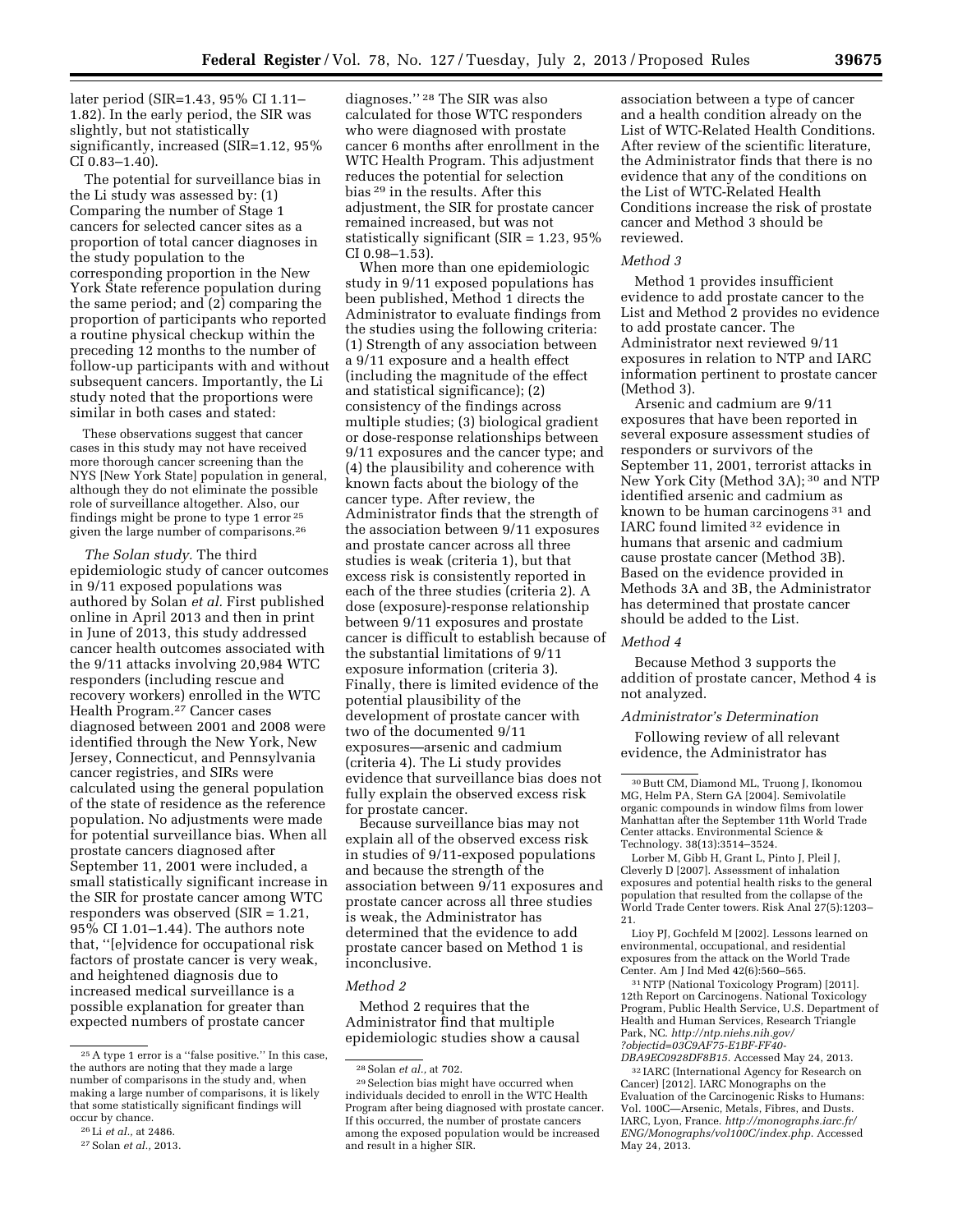later period (SIR=1.43, 95% CI 1.11–1.82). In the early period, the SIR was slightly, but not statistically significantly, increased (SIR=1.12, 95% CI 0.83–1.40).

The potential for surveillance bias in the Li study was assessed by: (1) Comparing the number of Stage 1 cancers for selected cancer sites as a proportion of total cancer diagnoses in the study population to the corresponding proportion in the New York State reference population during the same period; and (2) comparing the proportion of participants who reported a routine physical checkup within the preceding 12 months to the number of follow-up participants with and without subsequent cancers. Importantly, the Li study noted that the proportions were similar in both cases and stated:

> These observations suggest that cancer cases in this study may not have received more thorough cancer screening than the NYS [New York State] population in general, although they do not eliminate the possible role of surveillance altogether. Also, our findings might be prone to type 1 error [25] given the large number of comparisons.[26]

*The Solan study.* The third epidemiologic study of cancer outcomes in 9/11 exposed populations was authored by Solan *et al.* First published online in April 2013 and then in print in June of 2013, this study addressed cancer health outcomes associated with the 9/11 attacks involving 20,984 WTC responders (including rescue and recovery workers) enrolled in the WTC Health Program.[27] Cancer cases diagnosed between 2001 and 2008 were identified through the New York, New Jersey, Connecticut, and Pennsylvania cancer registries, and SIRs were calculated using the general population of the state of residence as the reference population. No adjustments were made for potential surveillance bias. When all prostate cancers diagnosed after September 11, 2001 were included, a small statistically significant increase in the SIR for prostate cancer among WTC responders was observed (SIR = 1.21, 95% CI 1.01–1.44). The authors note that, ''[e]vidence for occupational risk factors of prostate cancer is very weak, and heightened diagnosis due to increased medical surveillance is a possible explanation for greater than expected numbers of prostate cancer diagnoses.'' [28] The SIR was also calculated for those WTC responders who were diagnosed with prostate cancer 6 months after enrollment in the WTC Health Program. This adjustment reduces the potential for selection bias [29] in the results. After this adjustment, the SIR for prostate cancer remained increased, but was not statistically significant (SIR = 1.23, 95% CI 0.98–1.53).

When more than one epidemiologic study in 9/11 exposed populations has been published, Method 1 directs the Administrator to evaluate findings from the studies using the following criteria: (1) Strength of any association between a 9/11 exposure and a health effect (including the magnitude of the effect and statistical significance); (2) consistency of the findings across multiple studies; (3) biological gradient or dose-response relationships between 9/11 exposures and the cancer type; and (4) the plausibility and coherence with known facts about the biology of the cancer type. After review, the Administrator finds that the strength of the association between 9/11 exposures and prostate cancer across all three studies is weak (criteria 1), but that excess risk is consistently reported in each of the three studies (criteria 2). A dose (exposure)-response relationship between 9/11 exposures and prostate cancer is difficult to establish because of the substantial limitations of 9/11 exposure information (criteria 3). Finally, there is limited evidence of the potential plausibility of the development of prostate cancer with two of the documented 9/11 exposures—arsenic and cadmium (criteria 4). The Li study provides evidence that surveillance bias does not fully explain the observed excess risk for prostate cancer.

Because surveillance bias may not explain all of the observed excess risk in studies of 9/11-exposed populations and because the strength of the association between 9/11 exposures and prostate cancer across all three studies is weak, the Administrator has determined that the evidence to add prostate cancer based on Method 1 is inconclusive.

*Method 2*

Method 2 requires that the Administrator find that multiple epidemiologic studies show a causal association between a type of cancer and a health condition already on the List of WTC-Related Health Conditions. After review of the scientific literature, the Administrator finds that there is no evidence that any of the conditions on the List of WTC-Related Health Conditions increase the risk of prostate cancer and Method 3 should be reviewed.

*Method 3*

Method 1 provides insufficient evidence to add prostate cancer to the List and Method 2 provides no evidence to add prostate cancer. The Administrator next reviewed 9/11 exposures in relation to NTP and IARC information pertinent to prostate cancer (Method 3).

Arsenic and cadmium are 9/11 exposures that have been reported in several exposure assessment studies of responders or survivors of the September 11, 2001, terrorist attacks in New York City (Method 3A); [30] and NTP identified arsenic and cadmium as known to be human carcinogens [31] and IARC found limited [32] evidence in humans that arsenic and cadmium cause prostate cancer (Method 3B). Based on the evidence provided in Methods 3A and 3B, the Administrator has determined that prostate cancer should be added to the List.

*Method 4*

Because Method 3 supports the addition of prostate cancer, Method 4 is not analyzed.

*Administrator's Determination*

Following review of all relevant evidence, the Administrator has

---

[25] A type 1 error is a ''false positive.'' In this case, the authors are noting that they made a large number of comparisons in the study and, when making a large number of comparisons, it is likely that some statistically significant findings will occur by chance.

[26] Li *et al.*, at 2486.

[27] Solan *et al.*, 2013.

[28] Solan *et al.*, at 702.

[29] Selection bias might have occurred when individuals decided to enroll in the WTC Health Program after being diagnosed with prostate cancer. If this occurred, the number of prostate cancers among the exposed population would be increased and result in a higher SIR.

[30] Butt CM, Diamond ML, Truong J, Ikonomou MG, Helm PA, Stern GA [2004]. Semivolatile organic compounds in window films from lower Manhattan after the September 11th World Trade Center attacks. Environmental Science & Technology. 38(13):3514–3524.

Lorber M, Gibb H, Grant L, Pinto J, Pleil J, Cleverly D [2007]. Assessment of inhalation exposures and potential health risks to the general population that resulted from the collapse of the World Trade Center towers. Risk Anal 27(5):1203–21.

Lioy PJ, Gochfeld M [2002]. Lessons learned on environmental, occupational, and residential exposures from the attack on the World Trade Center. Am J Ind Med 42(6):560–565.

[31] NTP (National Toxicology Program) [2011]. 12th Report on Carcinogens. National Toxicology Program, Public Health Service, U.S. Department of Health and Human Services, Research Triangle Park, NC. *http://ntp.niehs.nih.gov/?objectid=03C9AF75-E1BF-FF40-DBA9EC0928DF8B15*. Accessed May 24, 2013.

[32] IARC (International Agency for Research on Cancer) [2012]. IARC Monographs on the Evaluation of the Carcinogenic Risks to Humans: Vol. 100C—Arsenic, Metals, Fibres, and Dusts. IARC, Lyon, France. *http://monographs.iarc.fr/ENG/Monographs/vol100C/index.php*. Accessed May 24, 2013.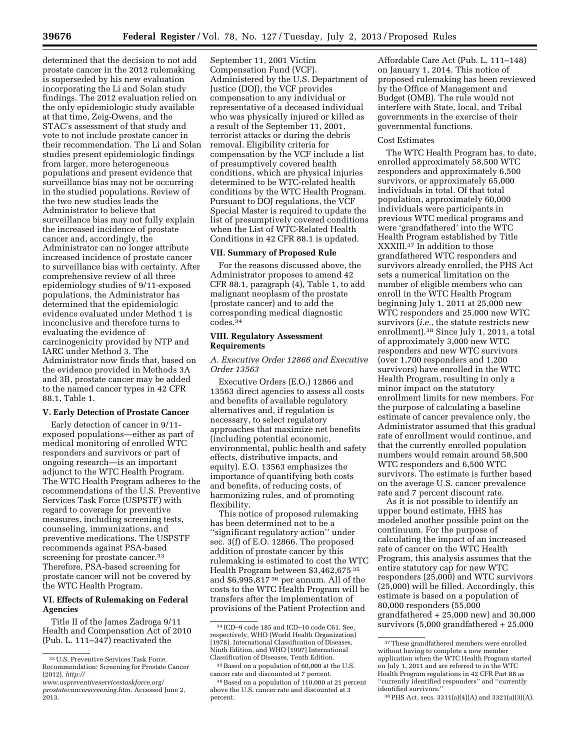determined that the decision to not add prostate cancer in the 2012 rulemaking is superseded by his new evaluation incorporating the Li and Solan study findings. The 2012 evaluation relied on the only epidemiologic study available at that time, Zeig-Owens, and the STAC's assessment of that study and vote to not include prostate cancer in their recommendation. The Li and Solan studies present epidemiologic findings from larger, more heterogeneous populations and present evidence that surveillance bias may not be occurring in the studied populations. Review of the two new studies leads the Administrator to believe that surveillance bias may not fully explain the increased incidence of prostate cancer and, accordingly, the Administrator can no longer attribute increased incidence of prostate cancer to surveillance bias with certainty. After comprehensive review of all three epidemiology studies of 9/11-exposed populations, the Administrator has determined that the epidemiologic evidence evaluated under Method 1 is inconclusive and therefore turns to evaluating the evidence of carcinogenicity provided by NTP and IARC under Method 3. The Administrator now finds that, based on the evidence provided in Methods 3A and 3B, prostate cancer may be added to the named cancer types in 42 CFR 88.1, Table 1.

## V. Early Detection of Prostate Cancer

Early detection of cancer in 9/11-exposed populations—either as part of medical monitoring of enrolled WTC responders and survivors or part of ongoing research—is an important adjunct to the WTC Health Program. The WTC Health Program adheres to the recommendations of the U.S. Preventive Services Task Force (USPSTF) with regard to coverage for preventive measures, including screening tests, counseling, immunizations, and preventive medications. The USPSTF recommends against PSA-based screening for prostate cancer.[33] Therefore, PSA-based screening for prostate cancer will not be covered by the WTC Health Program.

## VI. Effects of Rulemaking on Federal Agencies

Title II of the James Zadroga 9/11 Health and Compensation Act of 2010 (Pub. L. 111–347) reactivated the September 11, 2001 Victim Compensation Fund (VCF). Administered by the U.S. Department of Justice (DOJ), the VCF provides compensation to any individual or representative of a deceased individual who was physically injured or killed as a result of the September 11, 2001, terrorist attacks or during the debris removal. Eligibility criteria for compensation by the VCF include a list of presumptively covered health conditions, which are physical injuries determined to be WTC-related health conditions by the WTC Health Program. Pursuant to DOJ regulations, the VCF Special Master is required to update the list of presumptively covered conditions when the List of WTC-Related Health Conditions in 42 CFR 88.1 is updated.

## VII. Summary of Proposed Rule

For the reasons discussed above, the Administrator proposes to amend 42 CFR 88.1, paragraph (4), Table 1, to add malignant neoplasm of the prostate (prostate cancer) and to add the corresponding medical diagnostic codes.[34]

## VIII. Regulatory Assessment Requirements

### A. Executive Order 12866 and Executive Order 13563

Executive Orders (E.O.) 12866 and 13563 direct agencies to assess all costs and benefits of available regulatory alternatives and, if regulation is necessary, to select regulatory approaches that maximize net benefits (including potential economic, environmental, public health and safety effects, distributive impacts, and equity). E.O. 13563 emphasizes the importance of quantifying both costs and benefits, of reducing costs, of harmonizing rules, and of promoting flexibility.

This notice of proposed rulemaking has been determined not to be a ''significant regulatory action'' under sec. 3(f) of E.O. 12866. The proposed addition of prostate cancer by this rulemaking is estimated to cost the WTC Health Program between $3,462,675[35] and $6,995,817[36] per annum. All of the costs to the WTC Health Program will be transfers after the implementation of provisions of the Patient Protection and Affordable Care Act (Pub. L. 111–148) on January 1, 2014. This notice of proposed rulemaking has been reviewed by the Office of Management and Budget (OMB). The rule would not interfere with State, local, and Tribal governments in the exercise of their governmental functions.

Cost Estimates

The WTC Health Program has, to date, enrolled approximately 58,500 WTC responders and approximately 6,500 survivors, or approximately 65,000 individuals in total. Of that total population, approximately 60,000 individuals were participants in previous WTC medical programs and were 'grandfathered' into the WTC Health Program established by Title XXXIII.[37] In addition to those grandfathered WTC responders and survivors already enrolled, the PHS Act sets a numerical limitation on the number of eligible members who can enroll in the WTC Health Program beginning July 1, 2011 at 25,000 new WTC responders and 25,000 new WTC survivors (*i.e.,* the statute restricts new enrollment).[38] Since July 1, 2011, a total of approximately 3,000 new WTC responders and new WTC survivors (over 1,700 responders and 1,200 survivors) have enrolled in the WTC Health Program, resulting in only a minor impact on the statutory enrollment limits for new members. For the purpose of calculating a baseline estimate of cancer prevalence only, the Administrator assumed that this gradual rate of enrollment would continue, and that the currently enrolled population numbers would remain around 58,500 WTC responders and 6,500 WTC survivors. The estimate is further based on the average U.S. cancer prevalence rate and 7 percent discount rate.

As it is not possible to identify an upper bound estimate, HHS has modeled another possible point on the continuum. For the purpose of calculating the impact of an increased rate of cancer on the WTC Health Program, this analysis assumes that the entire statutory cap for new WTC responders (25,000) and WTC survivors (25,000) will be filled. Accordingly, this estimate is based on a population of 80,000 responders (55,000 grandfathered + 25,000 new) and 30,000 survivors (5,000 grandfathered + 25,000

---

[33] U.S. Preventive Services Task Force. Recommendation: Screening for Prostate Cancer (2012). *http://www.uspreventiveservicestaskforce.org/prostatecancerscreening.htm.* Accessed June 2, 2013.

[34] ICD–9 code 185 and ICD–10 code C61. See, respectively, WHO (World Health Organization) [1978]. International Classification of Diseases, Ninth Edition, and WHO [1997] International Classification of Diseases, Tenth Edition.

[35] Based on a population of 60,000 at the U.S. cancer rate and discounted at 7 percent.

[36] Based on a population of 110,000 at 21 percent above the U.S. cancer rate and discounted at 3 percent.

[37] These grandfathered members were enrolled without having to complete a new member application when the WTC Health Program started on July 1, 2011 and are referred to in the WTC Health Program regulations in 42 CFR Part 88 as ''currently identified responders'' and ''currently identified survivors.''

[38] PHS Act, secs. 3311(a)(4)(A) and 3321(a)(3)(A).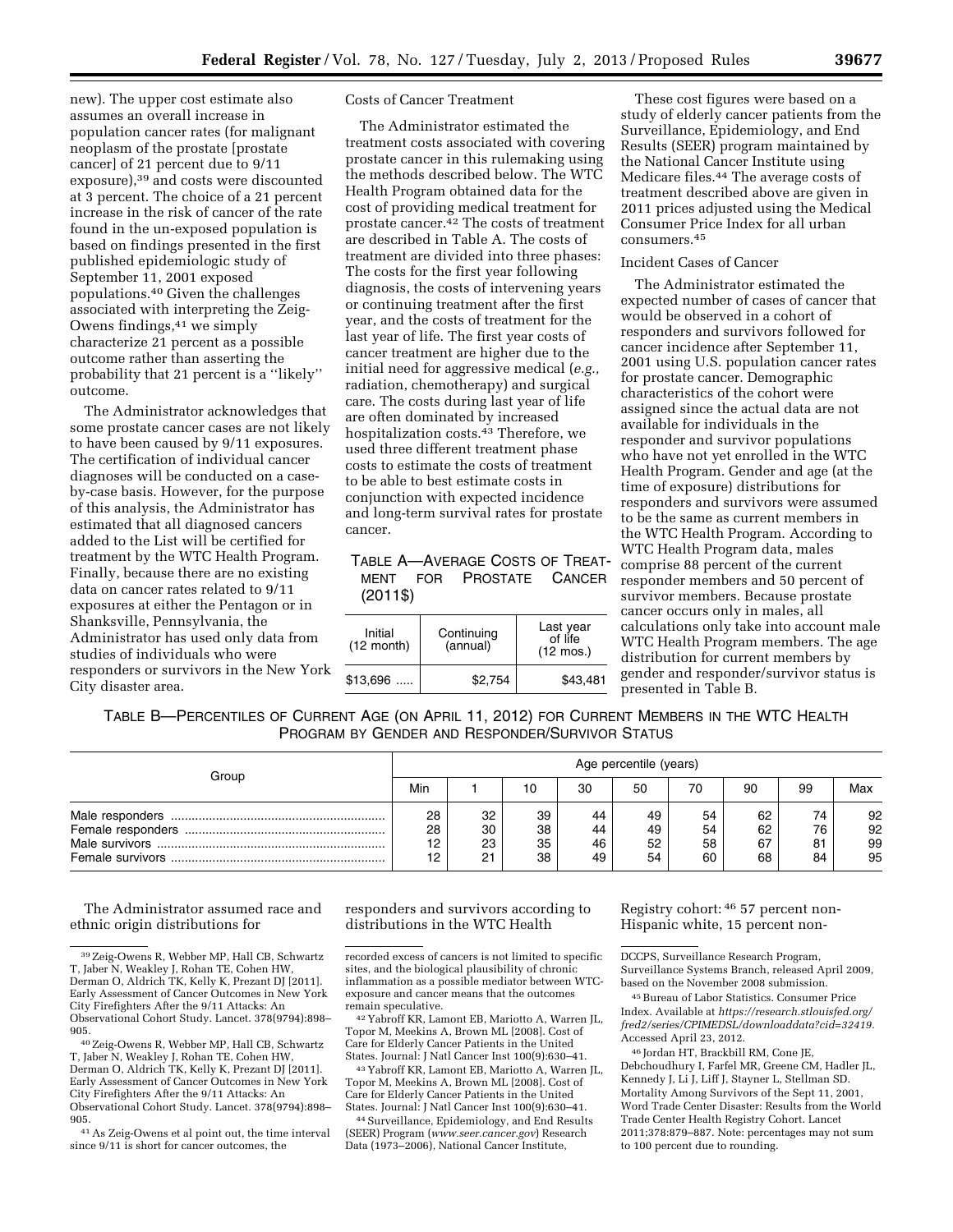new). The upper cost estimate also assumes an overall increase in population cancer rates (for malignant neoplasm of the prostate [prostate cancer] of 21 percent due to 9/11 exposure),[39] and costs were discounted at 3 percent. The choice of a 21 percent increase in the risk of cancer of the rate found in the un-exposed population is based on findings presented in the first published epidemiologic study of September 11, 2001 exposed populations.[40] Given the challenges associated with interpreting the Zeig-Owens findings,[41] we simply characterize 21 percent as a possible outcome rather than asserting the probability that 21 percent is a ''likely'' outcome.

The Administrator acknowledges that some prostate cancer cases are not likely to have been caused by 9/11 exposures. The certification of individual cancer diagnoses will be conducted on a case-by-case basis. However, for the purpose of this analysis, the Administrator has estimated that all diagnosed cancers added to the List will be certified for treatment by the WTC Health Program. Finally, because there are no existing data on cancer rates related to 9/11 exposures at either the Pentagon or in Shanksville, Pennsylvania, the Administrator has used only data from studies of individuals who were responders or survivors in the New York City disaster area.

Costs of Cancer Treatment

The Administrator estimated the treatment costs associated with covering prostate cancer in this rulemaking using the methods described below. The WTC Health Program obtained data for the cost of providing medical treatment for prostate cancer.[42] The costs of treatment are described in Table A. The costs of treatment are divided into three phases: The costs for the first year following diagnosis, the costs of intervening years or continuing treatment after the first year, and the costs of treatment for the last year of life. The first year costs of cancer treatment are higher due to the initial need for aggressive medical (*e.g.,* radiation, chemotherapy) and surgical care. The costs during last year of life are often dominated by increased hospitalization costs.[43] Therefore, we used three different treatment phase costs to estimate the costs of treatment to be able to best estimate costs in conjunction with expected incidence and long-term survival rates for prostate cancer.

TABLE A—AVERAGE COSTS OF TREATMENT FOR PROSTATE CANCER (2011$)

| Initial (12 month) | Continuing (annual) | Last year of life (12 mos.) |
|---|---|---|
| $13,696 | $2,754 | $43,481 |

These cost figures were based on a study of elderly cancer patients from the Surveillance, Epidemiology, and End Results (SEER) program maintained by the National Cancer Institute using Medicare files.[44] The average costs of treatment described above are given in 2011 prices adjusted using the Medical Consumer Price Index for all urban consumers.[45]

Incident Cases of Cancer

The Administrator estimated the expected number of cases of cancer that would be observed in a cohort of responders and survivors followed for cancer incidence after September 11, 2001 using U.S. population cancer rates for prostate cancer. Demographic characteristics of the cohort were assigned since the actual data are not available for individuals in the responder and survivor populations who have not yet enrolled in the WTC Health Program. Gender and age (at the time of exposure) distributions for responders and survivors were assumed to be the same as current members in the WTC Health Program. According to WTC Health Program data, males comprise 88 percent of the current responder members and 50 percent of survivor members. Because prostate cancer occurs only in males, all calculations only take into account male WTC Health Program members. The age distribution for current members by gender and responder/survivor status is presented in Table B.

TABLE B—PERCENTILES OF CURRENT AGE (ON APRIL 11, 2012) FOR CURRENT MEMBERS IN THE WTC HEALTH PROGRAM BY GENDER AND RESPONDER/SURVIVOR STATUS

| Group | Age percentile (years) | | | | | | | | |
|---|---|---|---|---|---|---|---|---|---|
| | Min | 1 | 10 | 30 | 50 | 70 | 90 | 99 | Max |
| Male responders | 28 | 32 | 39 | 44 | 49 | 54 | 62 | 74 | 92 |
| Female responders | 28 | 30 | 38 | 44 | 49 | 54 | 62 | 76 | 92 |
| Male survivors | 12 | 23 | 35 | 46 | 52 | 58 | 67 | 81 | 99 |
| Female survivors | 12 | 21 | 38 | 49 | 54 | 60 | 68 | 84 | 95 |

The Administrator assumed race and ethnic origin distributions for responders and survivors according to distributions in the WTC Health Registry cohort:[46] 57 percent non-Hispanic white, 15 percent non-

---

[39] Zeig-Owens R, Webber MP, Hall CB, Schwartz T, Jaber N, Weakley J, Rohan TE, Cohen HW, Derman O, Aldrich TK, Kelly K, Prezant DJ [2011]. Early Assessment of Cancer Outcomes in New York City Firefighters After the 9/11 Attacks: An Observational Cohort Study. Lancet. 378(9794):898–905.

[40] Zeig-Owens R, Webber MP, Hall CB, Schwartz T, Jaber N, Weakley J, Rohan TE, Cohen HW, Derman O, Aldrich TK, Kelly K, Prezant DJ [2011]. Early Assessment of Cancer Outcomes in New York City Firefighters After the 9/11 Attacks: An Observational Cohort Study. Lancet. 378(9794):898–905.

[41] As Zeig-Owens et al point out, the time interval since 9/11 is short for cancer outcomes, the recorded excess of cancers is not limited to specific sites, and the biological plausibility of chronic inflammation as a possible mediator between WTC-exposure and cancer means that the outcomes remain speculative.

[42] Yabroff KR, Lamont EB, Mariotto A, Warren JL, Topor M, Meekins A, Brown ML [2008]. Cost of Care for Elderly Cancer Patients in the United States. Journal: J Natl Cancer Inst 100(9):630–41.

[43] Yabroff KR, Lamont EB, Mariotto A, Warren JL, Topor M, Meekins A, Brown ML [2008]. Cost of Care for Elderly Cancer Patients in the United States. Journal: J Natl Cancer Inst 100(9):630–41.

[44] Surveillance, Epidemiology, and End Results (SEER) Program (*www.seer.cancer.gov*) Research Data (1973–2006), National Cancer Institute, DCCPS, Surveillance Research Program, Surveillance Systems Branch, released April 2009, based on the November 2008 submission.

[45] Bureau of Labor Statistics. Consumer Price Index. Available at *https://research.stlouisfed.org/fred2/series/CPIMEDSL/downloaddata?cid=32419.* Accessed April 23, 2012.

[46] Jordan HT, Brackbill RM, Cone JE, Debchoudhury I, Farfel MR, Greene CM, Hadler JL, Kennedy J, Li J, Liff J, Stayner L, Stellman SD. Mortality Among Survivors of the Sept 11, 2001, Word Trade Center Disaster: Results from the World Trade Center Health Registry Cohort. Lancet 2011;378:879–887. Note: percentages may not sum to 100 percent due to rounding.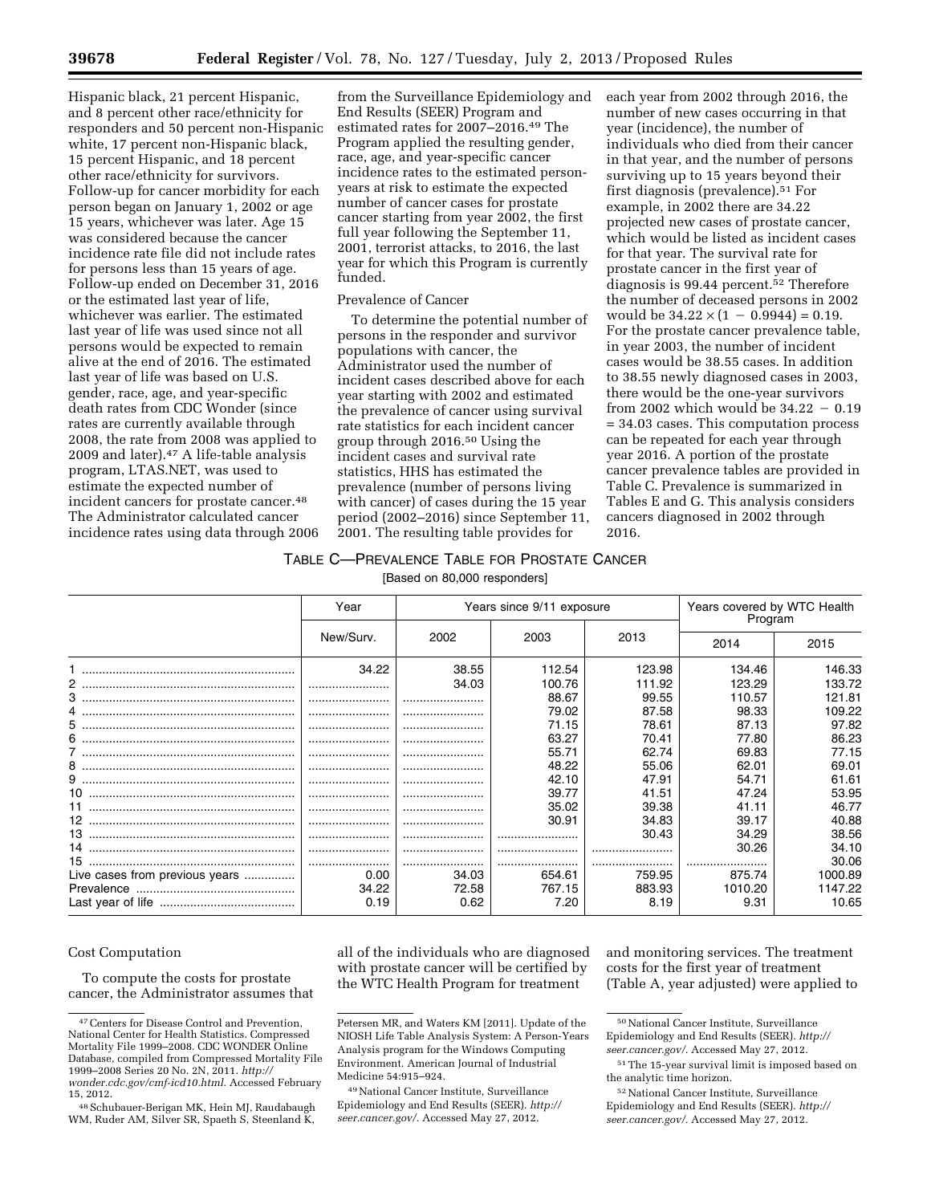Hispanic black, 21 percent Hispanic, and 8 percent other race/ethnicity for responders and 50 percent non-Hispanic white, 17 percent non-Hispanic black, 15 percent Hispanic, and 18 percent other race/ethnicity for survivors. Follow-up for cancer morbidity for each person began on January 1, 2002 or age 15 years, whichever was later. Age 15 was considered because the cancer incidence rate file did not include rates for persons less than 15 years of age. Follow-up ended on December 31, 2016 or the estimated last year of life, whichever was earlier. The estimated last year of life was used since not all persons would be expected to remain alive at the end of 2016. The estimated last year of life was based on U.S. gender, race, age, and year-specific death rates from CDC Wonder (since rates are currently available through 2008, the rate from 2008 was applied to 2009 and later).[47] A life-table analysis program, LTAS.NET, was used to estimate the expected number of incident cancers for prostate cancer.[48] The Administrator calculated cancer incidence rates using data through 2006 from the Surveillance Epidemiology and End Results (SEER) Program and estimated rates for 2007–2016.[49] The Program applied the resulting gender, race, age, and year-specific cancer incidence rates to the estimated person-years at risk to estimate the expected number of cancer cases for prostate cancer starting from year 2002, the first full year following the September 11, 2001, terrorist attacks, to 2016, the last year for which this Program is currently funded.

Prevalence of Cancer

To determine the potential number of persons in the responder and survivor populations with cancer, the Administrator used the number of incident cases described above for each year starting with 2002 and estimated the prevalence of cancer using survival rate statistics for each incident cancer group through 2016.[50] Using the incident cases and survival rate statistics, HHS has estimated the prevalence (number of persons living with cancer) of cases during the 15 year period (2002–2016) since September 11, 2001. The resulting table provides for each year from 2002 through 2016, the number of new cases occurring in that year (incidence), the number of individuals who died from their cancer in that year, and the number of persons surviving up to 15 years beyond their first diagnosis (prevalence).[51] For example, in 2002 there are 34.22 projected new cases of prostate cancer, which would be listed as incident cases for that year. The survival rate for prostate cancer in the first year of diagnosis is 99.44 percent.[52] Therefore the number of deceased persons in 2002 would be $34.22 \times (1 - 0.9944) = 0.19$. For the prostate cancer prevalence table, in year 2003, the number of incident cases would be 38.55 cases. In addition to 38.55 newly diagnosed cases in 2003, there would be the one-year survivors from 2002 which would be $34.22 - 0.19 = 34.03$ cases. This computation process can be repeated for each year through year 2016. A portion of the prostate cancer prevalence tables are provided in Table C. Prevalence is summarized in Tables E and G. This analysis considers cancers diagnosed in 2002 through 2016.

TABLE C—PREVALENCE TABLE FOR PROSTATE CANCER

[Based on 80,000 responders]

| | Year | Years since 9/11 exposure | | | Years covered by WTC Health Program | |
|---|---|---|---|---|---|---|
| | New/Surv. | 2002 | 2003 | 2013 | 2014 | 2015 |
| 1 | 34.22 | 38.55 | 112.54 | 123.98 | 134.46 | 146.33 |
| 2 | | 34.03 | 100.76 | 111.92 | 123.29 | 133.72 |
| 3 | | | 88.67 | 99.55 | 110.57 | 121.81 |
| 4 | | | 79.02 | 87.58 | 98.33 | 109.22 |
| 5 | | | 71.15 | 78.61 | 87.13 | 97.82 |
| 6 | | | 63.27 | 70.41 | 77.80 | 86.23 |
| 7 | | | 55.71 | 62.74 | 69.83 | 77.15 |
| 8 | | | 48.22 | 55.06 | 62.01 | 69.01 |
| 9 | | | 42.10 | 47.91 | 54.71 | 61.61 |
| 10 | | | 39.77 | 41.51 | 47.24 | 53.95 |
| 11 | | | 35.02 | 39.38 | 41.11 | 46.77 |
| 12 | | | 30.91 | 34.83 | 39.17 | 40.88 |
| 13 | | | | 30.43 | 34.29 | 38.56 |
| 14 | | | | | 30.26 | 34.10 |
| 15 | | | | | | 30.06 |
| Live cases from previous years | 0.00 | 34.03 | 654.61 | 759.95 | 875.74 | 1000.89 |
| Prevalence | 34.22 | 72.58 | 767.15 | 883.93 | 1010.20 | 1147.22 |
| Last year of life | 0.19 | 0.62 | 7.20 | 8.19 | 9.31 | 10.65 |

Cost Computation

To compute the costs for prostate cancer, the Administrator assumes that all of the individuals who are diagnosed with prostate cancer will be certified by the WTC Health Program for treatment and monitoring services. The treatment costs for the first year of treatment (Table A, year adjusted) were applied to

---

[47] Centers for Disease Control and Prevention, National Center for Health Statistics. Compressed Mortality File 1999–2008. CDC WONDER Online Database, compiled from Compressed Mortality File 1999–2008 Series 20 No. 2N, 2011. *http://wonder.cdc.gov/cmf-icd10.html*. Accessed February 15, 2012.

[48] Schubauer-Berigan MK, Hein MJ, Raudabaugh WM, Ruder AM, Silver SR, Spaeth S, Steenland K, Petersen MR, and Waters KM [2011]. Update of the NIOSH Life Table Analysis System: A Person-Years Analysis program for the Windows Computing Environment. American Journal of Industrial Medicine 54:915–924.

[49] National Cancer Institute, Surveillance Epidemiology and End Results (SEER). *http://seer.cancer.gov/*. Accessed May 27, 2012.

[50] National Cancer Institute, Surveillance Epidemiology and End Results (SEER). *http://seer.cancer.gov/*. Accessed May 27, 2012.

[51] The 15-year survival limit is imposed based on the analytic time horizon.

[52] National Cancer Institute, Surveillance Epidemiology and End Results (SEER). *http://seer.cancer.gov/*. Accessed May 27, 2012.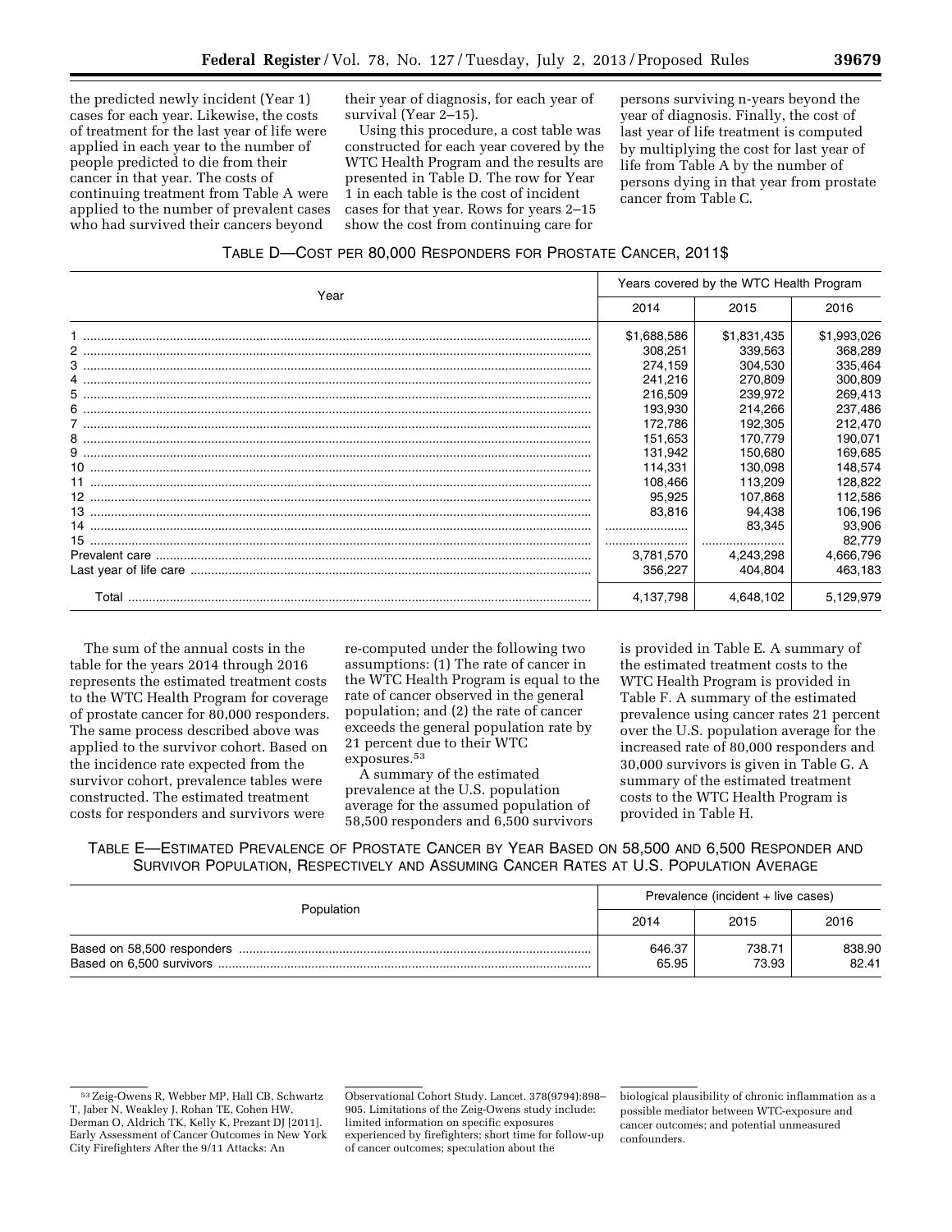the predicted newly incident (Year 1) cases for each year. Likewise, the costs of treatment for the last year of life were applied in each year to the number of people predicted to die from their cancer in that year. The costs of continuing treatment from Table A were applied to the number of prevalent cases who had survived their cancers beyond their year of diagnosis, for each year of survival (Year 2–15).

Using this procedure, a cost table was constructed for each year covered by the WTC Health Program and the results are presented in Table D. The row for Year 1 in each table is the cost of incident cases for that year. Rows for years 2–15 show the cost from continuing care for persons surviving n-years beyond the year of diagnosis. Finally, the cost of last year of life treatment is computed by multiplying the cost for last year of life from Table A by the number of persons dying in that year from prostate cancer from Table C.

TABLE D—COST PER 80,000 RESPONDERS FOR PROSTATE CANCER, 2011$

| Year | Years covered by the WTC Health Program | | |
|---|---|---|---|
| | 2014 | 2015 | 2016 |
| 1 | $1,688,586 | $1,831,435 | $1,993,026 |
| 2 | 308,251 | 339,563 | 368,289 |
| 3 | 274,159 | 304,530 | 335,464 |
| 4 | 241,216 | 270,809 | 300,809 |
| 5 | 216,509 | 239,972 | 269,413 |
| 6 | 193,930 | 214,266 | 237,486 |
| 7 | 172,786 | 192,305 | 212,470 |
| 8 | 151,653 | 170,779 | 190,071 |
| 9 | 131,942 | 150,680 | 169,685 |
| 10 | 114,331 | 130,098 | 148,574 |
| 11 | 108,466 | 113,209 | 128,822 |
| 12 | 95,925 | 107,868 | 112,586 |
| 13 | 83,816 | 94,438 | 106,196 |
| 14 | | 83,345 | 93,906 |
| 15 | | | 82,779 |
| Prevalent care | 3,781,570 | 4,243,298 | 4,666,796 |
| Last year of life care | 356,227 | 404,804 | 463,183 |
| Total | 4,137,798 | 4,648,102 | 5,129,979 |

The sum of the annual costs in the table for the years 2014 through 2016 represents the estimated treatment costs to the WTC Health Program for coverage of prostate cancer for 80,000 responders. The same process described above was applied to the survivor cohort. Based on the incidence rate expected from the survivor cohort, prevalence tables were constructed. The estimated treatment costs for responders and survivors were re-computed under the following two assumptions: (1) The rate of cancer in the WTC Health Program is equal to the rate of cancer observed in the general population; and (2) the rate of cancer exceeds the general population rate by 21 percent due to their WTC exposures.[53]

A summary of the estimated prevalence at the U.S. population average for the assumed population of 58,500 responders and 6,500 survivors is provided in Table E. A summary of the estimated treatment costs to the WTC Health Program is provided in Table F. A summary of the estimated prevalence using cancer rates 21 percent over the U.S. population average for the increased rate of 80,000 responders and 30,000 survivors is given in Table G. A summary of the estimated treatment costs to the WTC Health Program is provided in Table H.

TABLE E—ESTIMATED PREVALENCE OF PROSTATE CANCER BY YEAR BASED ON 58,500 AND 6,500 RESPONDER AND SURVIVOR POPULATION, RESPECTIVELY AND ASSUMING CANCER RATES AT U.S. POPULATION AVERAGE

| Population | Prevalence (incident + live cases) | | |
|---|---|---|---|
| | 2014 | 2015 | 2016 |
| Based on 58,500 responders | 646.37 | 738.71 | 838.90 |
| Based on 6,500 survivors | 65.95 | 73.93 | 82.41 |

[53] Zeig-Owens R, Webber MP, Hall CB, Schwartz T, Jaber N, Weakley J, Rohan TE, Cohen HW, Derman O, Aldrich TK, Kelly K, Prezant DJ [2011]. Early Assessment of Cancer Outcomes in New York City Firefighters After the 9/11 Attacks: An Observational Cohort Study. Lancet. 378(9794):898–905. Limitations of the Zeig-Owens study include: limited information on specific exposures experienced by firefighters; short time for follow-up of cancer outcomes; speculation about the biological plausibility of chronic inflammation as a possible mediator between WTC-exposure and cancer outcomes; and potential unmeasured confounders.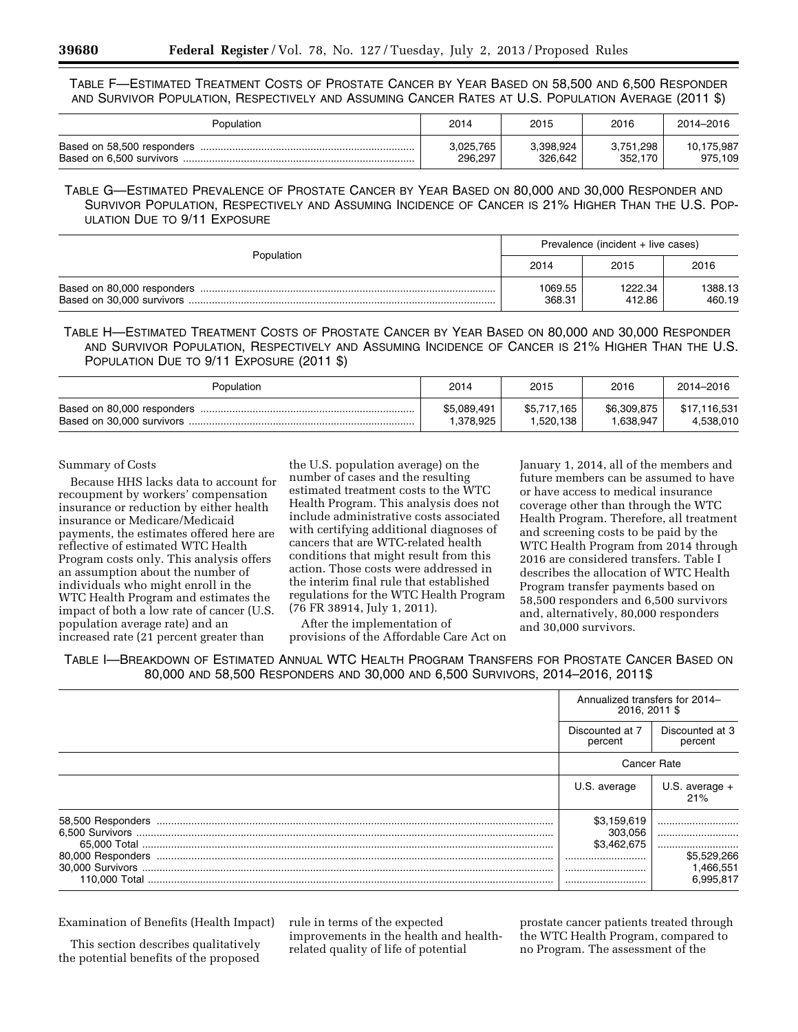TABLE F—ESTIMATED TREATMENT COSTS OF PROSTATE CANCER BY YEAR BASED ON 58,500 AND 6,500 RESPONDER AND SURVIVOR POPULATION, RESPECTIVELY AND ASSUMING CANCER RATES AT U.S. POPULATION AVERAGE (2011 $)

| Population | 2014 | 2015 | 2016 | 2014–2016 |
|---|---|---|---|---|
| Based on 58,500 responders | 3,025,765 | 3,398,924 | 3,751,298 | 10,175,987 |
| Based on 6,500 survivors | 296,297 | 326,642 | 352,170 | 975,109 |

TABLE G—ESTIMATED PREVALENCE OF PROSTATE CANCER BY YEAR BASED ON 80,000 AND 30,000 RESPONDER AND SURVIVOR POPULATION, RESPECTIVELY AND ASSUMING INCIDENCE OF CANCER IS 21% HIGHER THAN THE U.S. POPULATION DUE TO 9/11 EXPOSURE

| Population | Prevalence (incident + live cases) | | |
|---|---|---|---|
| | 2014 | 2015 | 2016 |
| Based on 80,000 responders | 1069.55 | 1222.34 | 1388.13 |
| Based on 30,000 survivors | 368.31 | 412.86 | 460.19 |

TABLE H—ESTIMATED TREATMENT COSTS OF PROSTATE CANCER BY YEAR BASED ON 80,000 AND 30,000 RESPONDER AND SURVIVOR POPULATION, RESPECTIVELY AND ASSUMING INCIDENCE OF CANCER IS 21% HIGHER THAN THE U.S. POPULATION DUE TO 9/11 EXPOSURE (2011 $)

| Population | 2014 | 2015 | 2016 | 2014–2016 |
|---|---|---|---|---|
| Based on 80,000 responders | $5,089,491 | $5,717,165 | $6,309,875 | $17,116,531 |
| Based on 30,000 survivors | 1,378,925 | 1,520,138 | 1,638,947 | 4,538,010 |

Summary of Costs

Because HHS lacks data to account for recoupment by workers' compensation insurance or reduction by either health insurance or Medicare/Medicaid payments, the estimates offered here are reflective of estimated WTC Health Program costs only. This analysis offers an assumption about the number of individuals who might enroll in the WTC Health Program and estimates the impact of both a low rate of cancer (U.S. population average rate) and an increased rate (21 percent greater than the U.S. population average) on the number of cases and the resulting estimated treatment costs to the WTC Health Program. This analysis does not include administrative costs associated with certifying additional diagnoses of cancers that are WTC-related health conditions that might result from this action. Those costs were addressed in the interim final rule that established regulations for the WTC Health Program (76 FR 38914, July 1, 2011).

After the implementation of provisions of the Affordable Care Act on January 1, 2014, all of the members and future members can be assumed to have or have access to medical insurance coverage other than through the WTC Health Program. Therefore, all treatment and screening costs to be paid by the WTC Health Program from 2014 through 2016 are considered transfers. Table I describes the allocation of WTC Health Program transfer payments based on 58,500 responders and 6,500 survivors and, alternatively, 80,000 responders and 30,000 survivors.

TABLE I—BREAKDOWN OF ESTIMATED ANNUAL WTC HEALTH PROGRAM TRANSFERS FOR PROSTATE CANCER BASED ON 80,000 AND 58,500 RESPONDERS AND 30,000 AND 6,500 SURVIVORS, 2014–2016, 2011$

| | Annualized transfers for 2014–2016, 2011 $ | |
|---|---|---|
| | Discounted at 7 percent | Discounted at 3 percent |
| | Cancer Rate | |
| | U.S. average | U.S. average + 21% |
| 58,500 Responders | $3,159,619 | |
| 6,500 Survivors | 303,056 | |
| 65,000 Total | $3,462,675 | |
| 80,000 Responders | | $5,529,266 |
| 30,000 Survivors | | 1,466,551 |
| 110,000 Total | | 6,995,817 |

Examination of Benefits (Health Impact)

This section describes qualitatively the potential benefits of the proposed rule in terms of the expected improvements in the health and health-related quality of life of potential prostate cancer patients treated through the WTC Health Program, compared to no Program. The assessment of the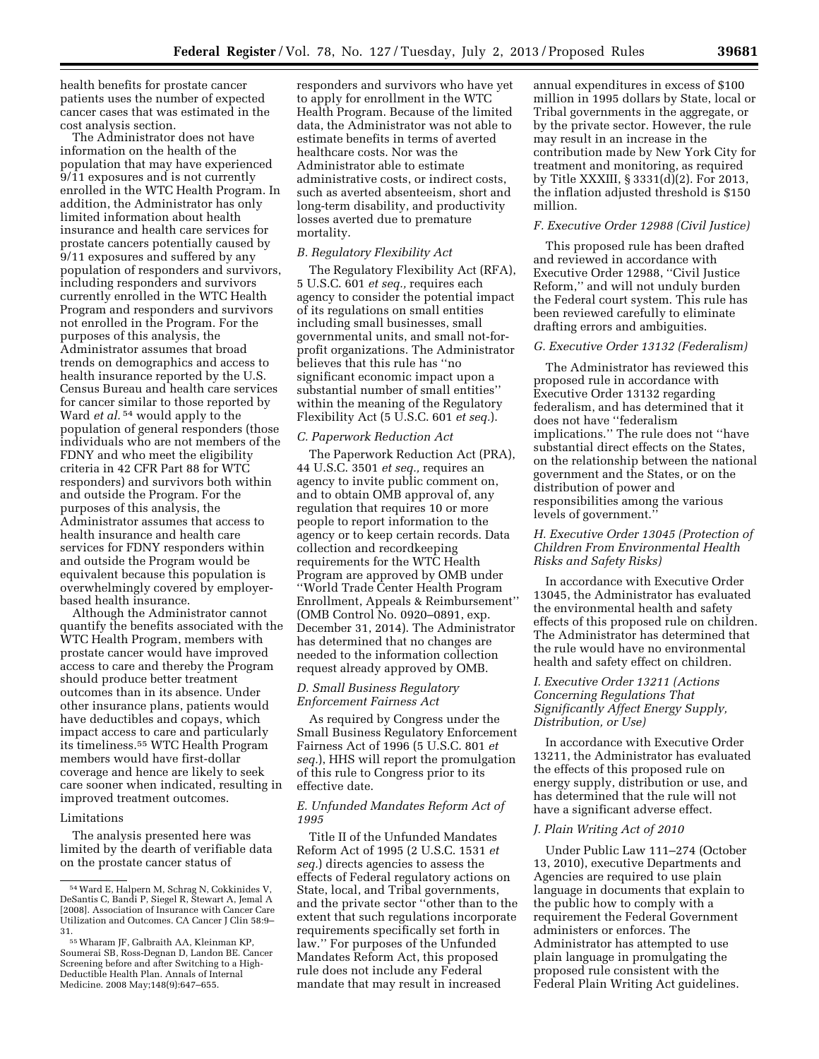health benefits for prostate cancer patients uses the number of expected cancer cases that was estimated in the cost analysis section.

The Administrator does not have information on the health of the population that may have experienced 9/11 exposures and is not currently enrolled in the WTC Health Program. In addition, the Administrator has only limited information about health insurance and health care services for prostate cancers potentially caused by 9/11 exposures and suffered by any population of responders and survivors, including responders and survivors currently enrolled in the WTC Health Program and responders and survivors not enrolled in the Program. For the purposes of this analysis, the Administrator assumes that broad trends on demographics and access to health insurance reported by the U.S. Census Bureau and health care services for cancer similar to those reported by Ward *et al.*[54] would apply to the population of general responders (those individuals who are not members of the FDNY and who meet the eligibility criteria in 42 CFR Part 88 for WTC responders) and survivors both within and outside the Program. For the purposes of this analysis, the Administrator assumes that access to health insurance and health care services for FDNY responders within and outside the Program would be equivalent because this population is overwhelmingly covered by employer-based health insurance.

Although the Administrator cannot quantify the benefits associated with the WTC Health Program, members with prostate cancer would have improved access to care and thereby the Program should produce better treatment outcomes than in its absence. Under other insurance plans, patients would have deductibles and copays, which impact access to care and particularly its timeliness.[55] WTC Health Program members would have first-dollar coverage and hence are likely to seek care sooner when indicated, resulting in improved treatment outcomes.

Limitations

The analysis presented here was limited by the dearth of verifiable data on the prostate cancer status of responders and survivors who have yet to apply for enrollment in the WTC Health Program. Because of the limited data, the Administrator was not able to estimate benefits in terms of averted healthcare costs. Nor was the Administrator able to estimate administrative costs, or indirect costs, such as averted absenteeism, short and long-term disability, and productivity losses averted due to premature mortality.

### *B. Regulatory Flexibility Act*

The Regulatory Flexibility Act (RFA), 5 U.S.C. 601 *et seq.,* requires each agency to consider the potential impact of its regulations on small entities including small businesses, small governmental units, and small not-for-profit organizations. The Administrator believes that this rule has ''no significant economic impact upon a substantial number of small entities'' within the meaning of the Regulatory Flexibility Act (5 U.S.C. 601 *et seq.*).

### *C. Paperwork Reduction Act*

The Paperwork Reduction Act (PRA), 44 U.S.C. 3501 *et seq.,* requires an agency to invite public comment on, and to obtain OMB approval of, any regulation that requires 10 or more people to report information to the agency or to keep certain records. Data collection and recordkeeping requirements for the WTC Health Program are approved by OMB under ''World Trade Center Health Program Enrollment, Appeals & Reimbursement'' (OMB Control No. 0920–0891, exp. December 31, 2014). The Administrator has determined that no changes are needed to the information collection request already approved by OMB.

### *D. Small Business Regulatory Enforcement Fairness Act*

As required by Congress under the Small Business Regulatory Enforcement Fairness Act of 1996 (5 U.S.C. 801 *et seq.*), HHS will report the promulgation of this rule to Congress prior to its effective date.

### *E. Unfunded Mandates Reform Act of 1995*

Title II of the Unfunded Mandates Reform Act of 1995 (2 U.S.C. 1531 *et seq.*) directs agencies to assess the effects of Federal regulatory actions on State, local, and Tribal governments, and the private sector ''other than to the extent that such regulations incorporate requirements specifically set forth in law.'' For purposes of the Unfunded Mandates Reform Act, this proposed rule does not include any Federal mandate that may result in increased annual expenditures in excess of $100 million in 1995 dollars by State, local or Tribal governments in the aggregate, or by the private sector. However, the rule may result in an increase in the contribution made by New York City for treatment and monitoring, as required by Title XXXIII, § 3331(d)(2). For 2013, the inflation adjusted threshold is $150 million.

### *F. Executive Order 12988 (Civil Justice)*

This proposed rule has been drafted and reviewed in accordance with Executive Order 12988, ''Civil Justice Reform,'' and will not unduly burden the Federal court system. This rule has been reviewed carefully to eliminate drafting errors and ambiguities.

### *G. Executive Order 13132 (Federalism)*

The Administrator has reviewed this proposed rule in accordance with Executive Order 13132 regarding federalism, and has determined that it does not have ''federalism implications.'' The rule does not ''have substantial direct effects on the States, on the relationship between the national government and the States, or on the distribution of power and responsibilities among the various levels of government.''

### *H. Executive Order 13045 (Protection of Children From Environmental Health Risks and Safety Risks)*

In accordance with Executive Order 13045, the Administrator has evaluated the environmental health and safety effects of this proposed rule on children. The Administrator has determined that the rule would have no environmental health and safety effect on children.

### *I. Executive Order 13211 (Actions Concerning Regulations That Significantly Affect Energy Supply, Distribution, or Use)*

In accordance with Executive Order 13211, the Administrator has evaluated the effects of this proposed rule on energy supply, distribution or use, and has determined that the rule will not have a significant adverse effect.

### *J. Plain Writing Act of 2010*

Under Public Law 111–274 (October 13, 2010), executive Departments and Agencies are required to use plain language in documents that explain to the public how to comply with a requirement the Federal Government administers or enforces. The Administrator has attempted to use plain language in promulgating the proposed rule consistent with the Federal Plain Writing Act guidelines.

---

[54] Ward E, Halpern M, Schrag N, Cokkinides V, DeSantis C, Bandi P, Siegel R, Stewart A, Jemal A [2008]. Association of Insurance with Cancer Care Utilization and Outcomes. CA Cancer J Clin 58:9–31.

[55] Wharam JF, Galbraith AA, Kleinman KP, Soumerai SB, Ross-Degnan D, Landon BE. Cancer Screening before and after Switching to a High-Deductible Health Plan. Annals of Internal Medicine. 2008 May;148(9):647–655.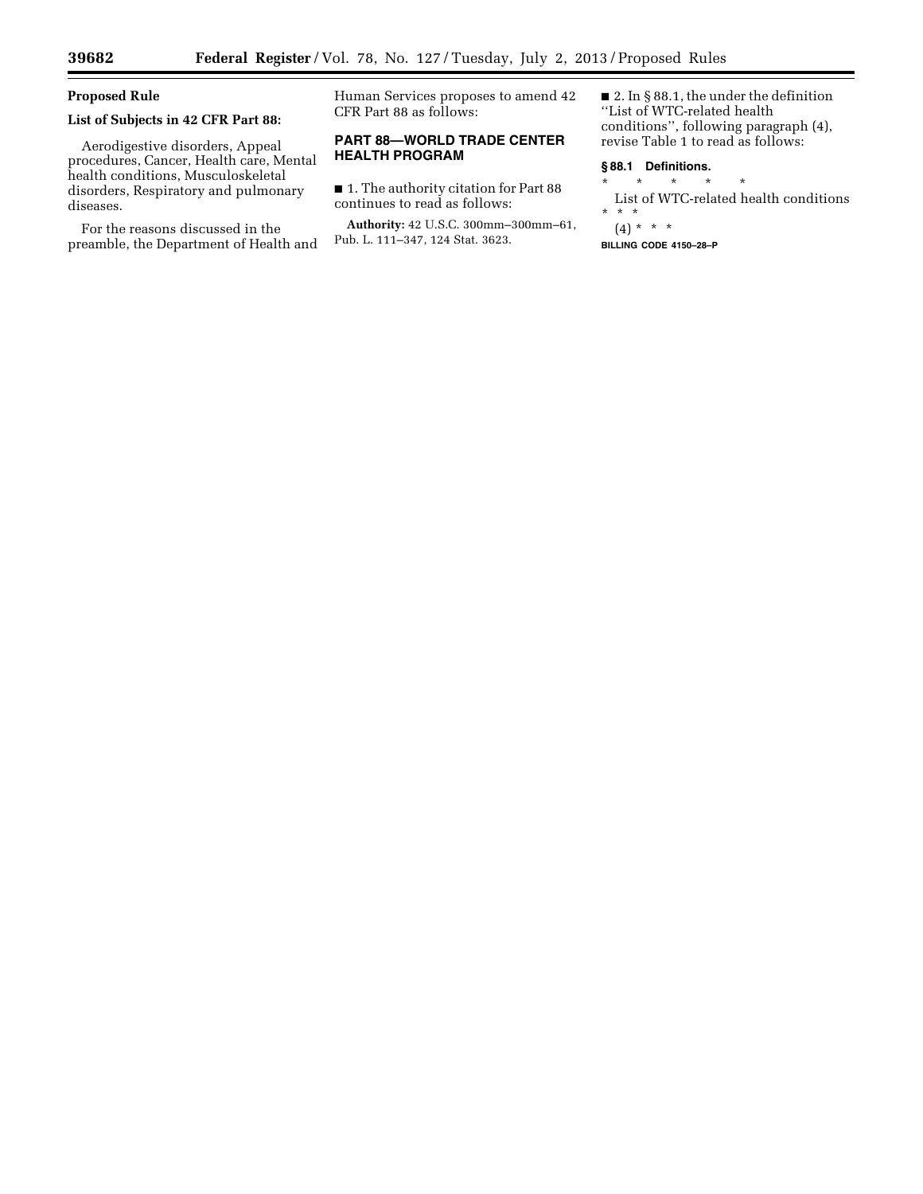## Proposed Rule

### List of Subjects in 42 CFR Part 88:

Aerodigestive disorders, Appeal procedures, Cancer, Health care, Mental health conditions, Musculoskeletal disorders, Respiratory and pulmonary diseases.

For the reasons discussed in the preamble, the Department of Health and Human Services proposes to amend 42 CFR Part 88 as follows:

## PART 88—WORLD TRADE CENTER HEALTH PROGRAM

■ 1. The authority citation for Part 88 continues to read as follows:

**Authority:** 42 U.S.C. 300mm–300mm–61, Pub. L. 111–347, 124 Stat. 3623.

■ 2. In § 88.1, the under the definition ''List of WTC-related health conditions'', following paragraph (4), revise Table 1 to read as follows:

### § 88.1 Definitions.

\* \* \* \* \*

List of WTC-related health conditions \* \* \*

(4) \* \* \*

BILLING CODE 4150–28–P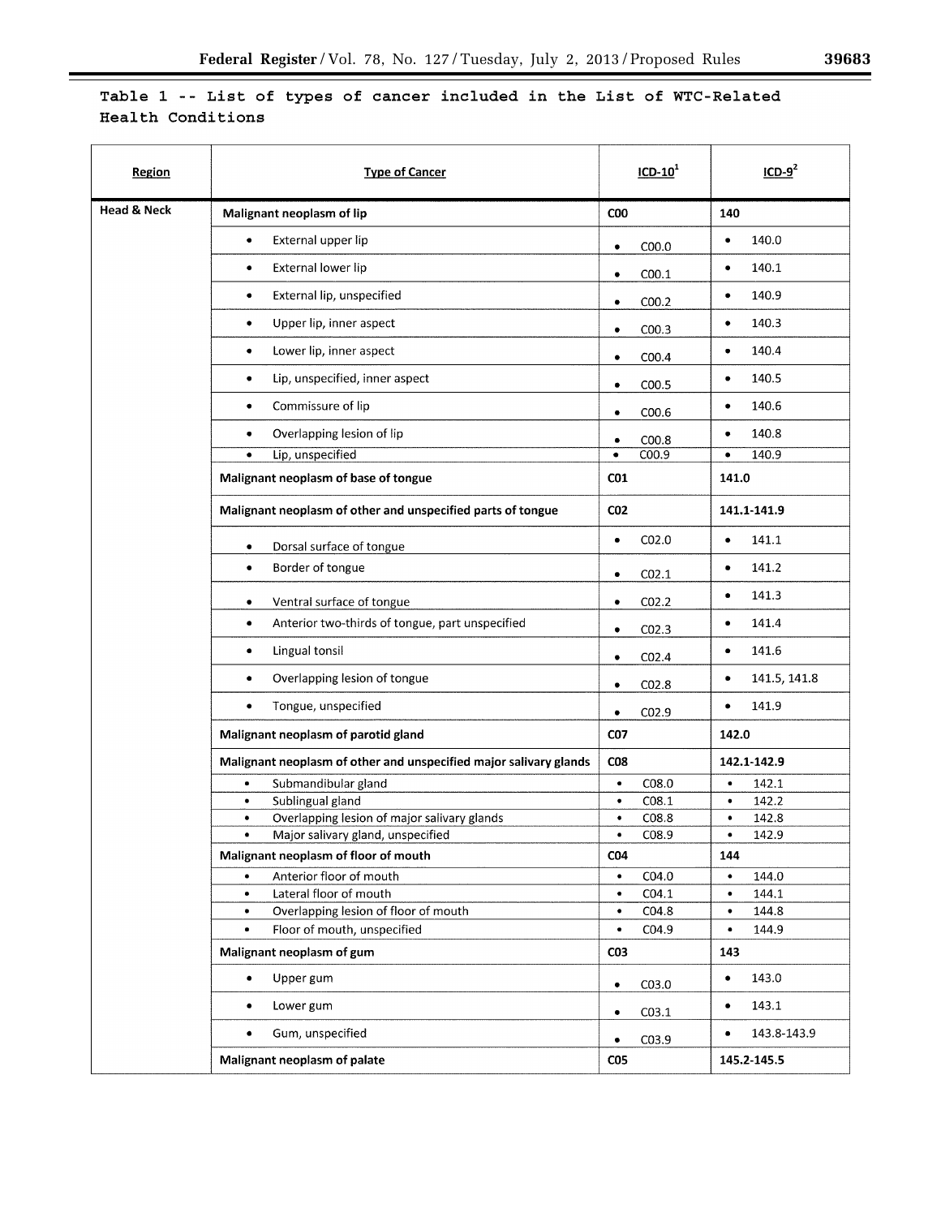**Table 1 -- List of types of cancer included in the List of WTC-Related Health Conditions**

| Region | Type of Cancer | ICD-10[1] | ICD-9[2] |
|---|---|---|---|
| **Head & Neck** | **Malignant neoplasm of lip** | **C00** | **140** |
| | • External upper lip | • C00.0 | • 140.0 |
| | • External lower lip | • C00.1 | • 140.1 |
| | • External lip, unspecified | • C00.2 | • 140.9 |
| | • Upper lip, inner aspect | • C00.3 | • 140.3 |
| | • Lower lip, inner aspect | • C00.4 | • 140.4 |
| | • Lip, unspecified, inner aspect | • C00.5 | • 140.5 |
| | • Commissure of lip | • C00.6 | • 140.6 |
| | • Overlapping lesion of lip | • C00.8 | • 140.8 |
| | • Lip, unspecified | • C00.9 | • 140.9 |
| | **Malignant neoplasm of base of tongue** | **C01** | **141.0** |
| | **Malignant neoplasm of other and unspecified parts of tongue** | **C02** | **141.1-141.9** |
| | • Dorsal surface of tongue | • C02.0 | • 141.1 |
| | • Border of tongue | • C02.1 | • 141.2 |
| | • Ventral surface of tongue | • C02.2 | • 141.3 |
| | • Anterior two-thirds of tongue, part unspecified | • C02.3 | • 141.4 |
| | • Lingual tonsil | • C02.4 | • 141.6 |
| | • Overlapping lesion of tongue | • C02.8 | • 141.5, 141.8 |
| | • Tongue, unspecified | • C02.9 | • 141.9 |
| | **Malignant neoplasm of parotid gland** | **C07** | **142.0** |
| | **Malignant neoplasm of other and unspecified major salivary glands** | **C08** | **142.1-142.9** |
| | • Submandibular gland | • C08.0 | • 142.1 |
| | • Sublingual gland | • C08.1 | • 142.2 |
| | • Overlapping lesion of major salivary glands | • C08.8 | • 142.8 |
| | • Major salivary gland, unspecified | • C08.9 | • 142.9 |
| | **Malignant neoplasm of floor of mouth** | **C04** | **144** |
| | • Anterior floor of mouth | • C04.0 | • 144.0 |
| | • Lateral floor of mouth | • C04.1 | • 144.1 |
| | • Overlapping lesion of floor of mouth | • C04.8 | • 144.8 |
| | • Floor of mouth, unspecified | • C04.9 | • 144.9 |
| | **Malignant neoplasm of gum** | **C03** | **143** |
| | • Upper gum | • C03.0 | • 143.0 |
| | • Lower gum | • C03.1 | • 143.1 |
| | • Gum, unspecified | • C03.9 | • 143.8-143.9 |
| | **Malignant neoplasm of palate** | **C05** | **145.2-145.5** |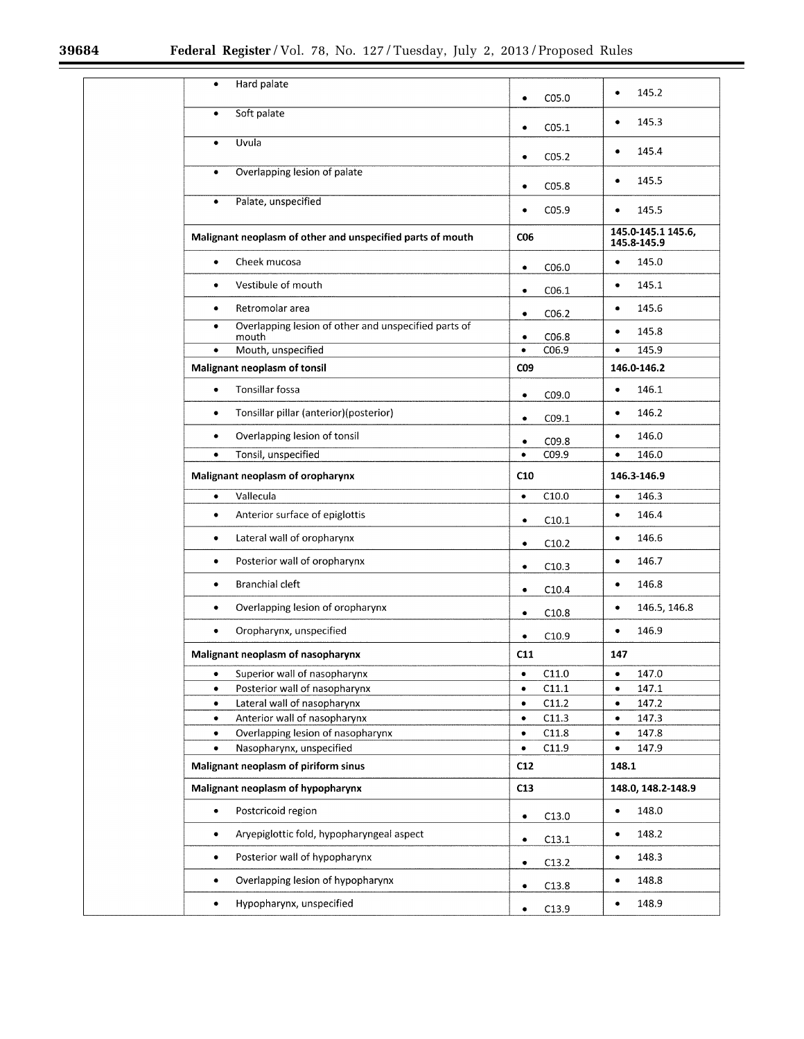| | | | |
|---|---|---|---|
| | • Hard palate | • C05.0 | • 145.2 |
| | • Soft palate | • C05.1 | • 145.3 |
| | • Uvula | • C05.2 | • 145.4 |
| | • Overlapping lesion of palate | • C05.8 | • 145.5 |
| | • Palate, unspecified | • C05.9 | • 145.5 |
| | **Malignant neoplasm of other and unspecified parts of mouth** | **C06** | **145.0-145.1 145.6, 145.8-145.9** |
| | • Cheek mucosa | • C06.0 | • 145.0 |
| | • Vestibule of mouth | • C06.1 | • 145.1 |
| | • Retromolar area | • C06.2 | • 145.6 |
| | • Overlapping lesion of other and unspecified parts of mouth | • C06.8 | • 145.8 |
| | • Mouth, unspecified | • C06.9 | • 145.9 |
| | **Malignant neoplasm of tonsil** | **C09** | **146.0-146.2** |
| | • Tonsillar fossa | • C09.0 | • 146.1 |
| | • Tonsillar pillar (anterior)(posterior) | • C09.1 | • 146.2 |
| | • Overlapping lesion of tonsil | • C09.8 | • 146.0 |
| | • Tonsil, unspecified | • C09.9 | • 146.0 |
| | **Malignant neoplasm of oropharynx** | **C10** | **146.3-146.9** |
| | • Vallecula | • C10.0 | • 146.3 |
| | • Anterior surface of epiglottis | • C10.1 | • 146.4 |
| | • Lateral wall of oropharynx | • C10.2 | • 146.6 |
| | • Posterior wall of oropharynx | • C10.3 | • 146.7 |
| | • Branchial cleft | • C10.4 | • 146.8 |
| | • Overlapping lesion of oropharynx | • C10.8 | • 146.5, 146.8 |
| | • Oropharynx, unspecified | • C10.9 | • 146.9 |
| | **Malignant neoplasm of nasopharynx** | **C11** | **147** |
| | • Superior wall of nasopharynx | • C11.0 | • 147.0 |
| | • Posterior wall of nasopharynx | • C11.1 | • 147.1 |
| | • Lateral wall of nasopharynx | • C11.2 | • 147.2 |
| | • Anterior wall of nasopharynx | • C11.3 | • 147.3 |
| | • Overlapping lesion of nasopharynx | • C11.8 | • 147.8 |
| | • Nasopharynx, unspecified | • C11.9 | • 147.9 |
| | **Malignant neoplasm of piriform sinus** | **C12** | **148.1** |
| | **Malignant neoplasm of hypopharynx** | **C13** | **148.0, 148.2-148.9** |
| | • Postcricoid region | • C13.0 | • 148.0 |
| | • Aryepiglottic fold, hypopharyngeal aspect | • C13.1 | • 148.2 |
| | • Posterior wall of hypopharynx | • C13.2 | • 148.3 |
| | • Overlapping lesion of hypopharynx | • C13.8 | • 148.8 |
| | • Hypopharynx, unspecified | • C13.9 | • 148.9 |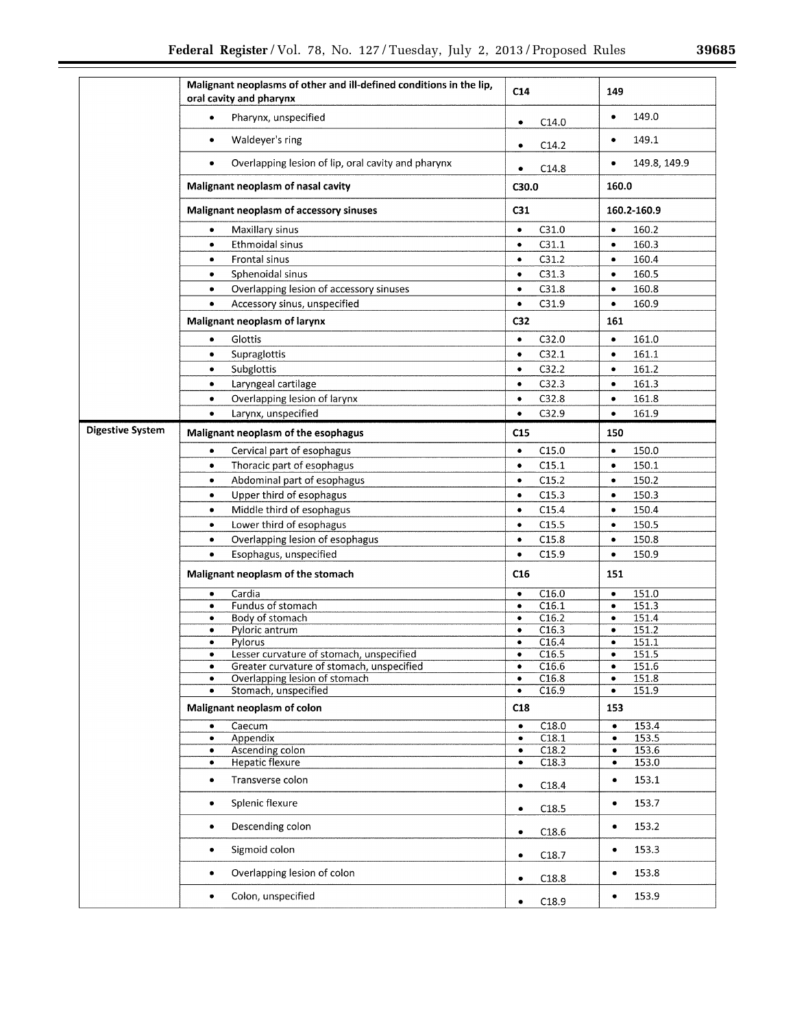| | | | |
|---|---|---|---|
| | **Malignant neoplasms of other and ill-defined conditions in the lip, oral cavity and pharynx** | **C14** | **149** |
| | • Pharynx, unspecified | • C14.0 | • 149.0 |
| | • Waldeyer's ring | • C14.2 | • 149.1 |
| | • Overlapping lesion of lip, oral cavity and pharynx | • C14.8 | • 149.8, 149.9 |
| | **Malignant neoplasm of nasal cavity** | **C30.0** | **160.0** |
| | **Malignant neoplasm of accessory sinuses** | **C31** | **160.2-160.9** |
| | • Maxillary sinus | • C31.0 | • 160.2 |
| | • Ethmoidal sinus | • C31.1 | • 160.3 |
| | • Frontal sinus | • C31.2 | • 160.4 |
| | • Sphenoidal sinus | • C31.3 | • 160.5 |
| | • Overlapping lesion of accessory sinuses | • C31.8 | • 160.8 |
| | • Accessory sinus, unspecified | • C31.9 | • 160.9 |
| | **Malignant neoplasm of larynx** | **C32** | **161** |
| | • Glottis | • C32.0 | • 161.0 |
| | • Supraglottis | • C32.1 | • 161.1 |
| | • Subglottis | • C32.2 | • 161.2 |
| | • Laryngeal cartilage | • C32.3 | • 161.3 |
| | • Overlapping lesion of larynx | • C32.8 | • 161.8 |
| | • Larynx, unspecified | • C32.9 | • 161.9 |
| **Digestive System** | **Malignant neoplasm of the esophagus** | **C15** | **150** |
| | • Cervical part of esophagus | • C15.0 | • 150.0 |
| | • Thoracic part of esophagus | • C15.1 | • 150.1 |
| | • Abdominal part of esophagus | • C15.2 | • 150.2 |
| | • Upper third of esophagus | • C15.3 | • 150.3 |
| | • Middle third of esophagus | • C15.4 | • 150.4 |
| | • Lower third of esophagus | • C15.5 | • 150.5 |
| | • Overlapping lesion of esophagus | • C15.8 | • 150.8 |
| | • Esophagus, unspecified | • C15.9 | • 150.9 |
| | **Malignant neoplasm of the stomach** | **C16** | **151** |
| | • Cardia | • C16.0 | • 151.0 |
| | • Fundus of stomach | • C16.1 | • 151.3 |
| | • Body of stomach | • C16.2 | • 151.4 |
| | • Pyloric antrum | • C16.3 | • 151.2 |
| | • Pylorus | • C16.4 | • 151.1 |
| | • Lesser curvature of stomach, unspecified | • C16.5 | • 151.5 |
| | • Greater curvature of stomach, unspecified | • C16.6 | • 151.6 |
| | • Overlapping lesion of stomach | • C16.8 | • 151.8 |
| | • Stomach, unspecified | • C16.9 | • 151.9 |
| | **Malignant neoplasm of colon** | **C18** | **153** |
| | • Caecum | • C18.0 | • 153.4 |
| | • Appendix | • C18.1 | • 153.5 |
| | • Ascending colon | • C18.2 | • 153.6 |
| | • Hepatic flexure | • C18.3 | • 153.0 |
| | • Transverse colon | • C18.4 | • 153.1 |
| | • Splenic flexure | • C18.5 | • 153.7 |
| | • Descending colon | • C18.6 | • 153.2 |
| | • Sigmoid colon | • C18.7 | • 153.3 |
| | • Overlapping lesion of colon | • C18.8 | • 153.8 |
| | • Colon, unspecified | • C18.9 | • 153.9 |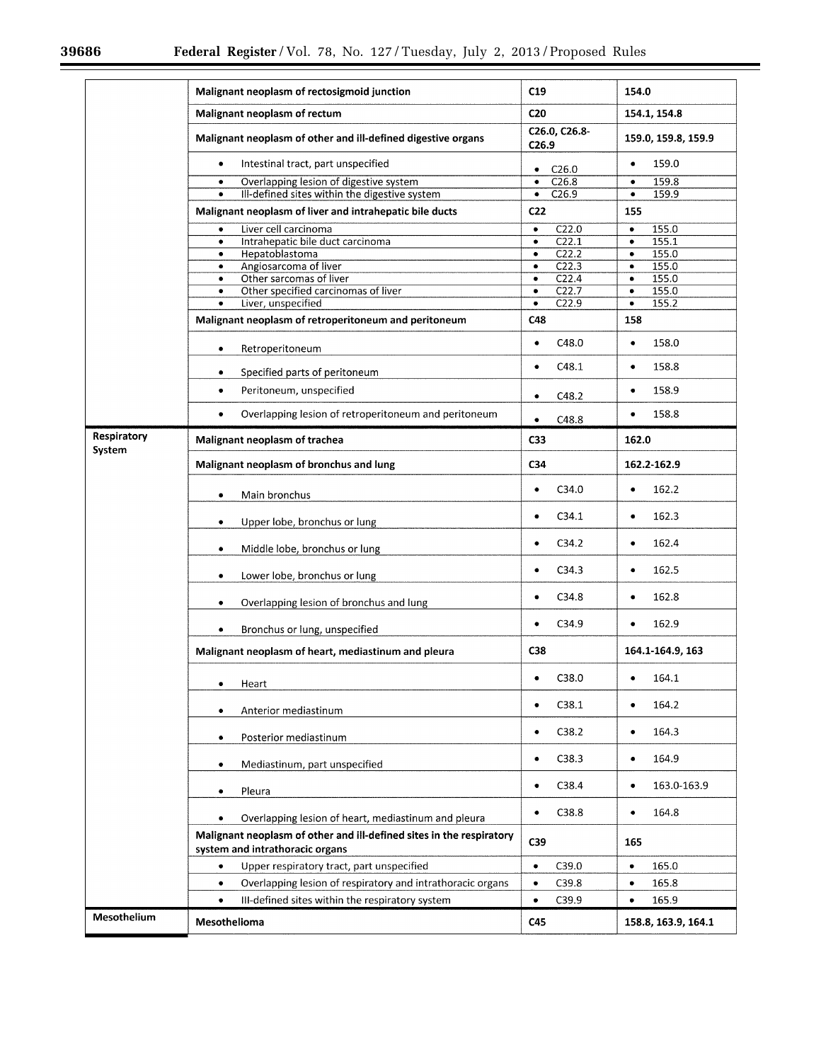| | | | |
|---|---|---|---|
| | **Malignant neoplasm of rectosigmoid junction** | **C19** | **154.0** |
| | **Malignant neoplasm of rectum** | **C20** | **154.1, 154.8** |
| | **Malignant neoplasm of other and ill-defined digestive organs** | **C26.0, C26.8-C26.9** | **159.0, 159.8, 159.9** |
| | • Intestinal tract, part unspecified | • C26.0 | • 159.0 |
| | • Overlapping lesion of digestive system | • C26.8 | • 159.8 |
| | • Ill-defined sites within the digestive system | • C26.9 | • 159.9 |
| | **Malignant neoplasm of liver and intrahepatic bile ducts** | **C22** | **155** |
| | • Liver cell carcinoma | • C22.0 | • 155.0 |
| | • Intrahepatic bile duct carcinoma | • C22.1 | • 155.1 |
| | • Hepatoblastoma | • C22.2 | • 155.0 |
| | • Angiosarcoma of liver | • C22.3 | • 155.0 |
| | • Other sarcomas of liver | • C22.4 | • 155.0 |
| | • Other specified carcinomas of liver | • C22.7 | • 155.0 |
| | • Liver, unspecified | • C22.9 | • 155.2 |
| | **Malignant neoplasm of retroperitoneum and peritoneum** | **C48** | **158** |
| | • Retroperitoneum | • C48.0 | • 158.0 |
| | • Specified parts of peritoneum | • C48.1 | • 158.8 |
| | • Peritoneum, unspecified | • C48.2 | • 158.9 |
| | • Overlapping lesion of retroperitoneum and peritoneum | • C48.8 | • 158.8 |
| **Respiratory System** | **Malignant neoplasm of trachea** | **C33** | **162.0** |
| | **Malignant neoplasm of bronchus and lung** | **C34** | **162.2-162.9** |
| | • Main bronchus | • C34.0 | • 162.2 |
| | • Upper lobe, bronchus or lung | • C34.1 | • 162.3 |
| | • Middle lobe, bronchus or lung | • C34.2 | • 162.4 |
| | • Lower lobe, bronchus or lung | • C34.3 | • 162.5 |
| | • Overlapping lesion of bronchus and lung | • C34.8 | • 162.8 |
| | • Bronchus or lung, unspecified | • C34.9 | • 162.9 |
| | **Malignant neoplasm of heart, mediastinum and pleura** | **C38** | **164.1-164.9, 163** |
| | • Heart | • C38.0 | • 164.1 |
| | • Anterior mediastinum | • C38.1 | • 164.2 |
| | • Posterior mediastinum | • C38.2 | • 164.3 |
| | • Mediastinum, part unspecified | • C38.3 | • 164.9 |
| | • Pleura | • C38.4 | • 163.0-163.9 |
| | • Overlapping lesion of heart, mediastinum and pleura | • C38.8 | • 164.8 |
| | **Malignant neoplasm of other and ill-defined sites in the respiratory system and intrathoracic organs** | **C39** | **165** |
| | • Upper respiratory tract, part unspecified | • C39.0 | • 165.0 |
| | • Overlapping lesion of respiratory and intrathoracic organs | • C39.8 | • 165.8 |
| | • Ill-defined sites within the respiratory system | • C39.9 | • 165.9 |
| **Mesothelium** | **Mesothelioma** | **C45** | **158.8, 163.9, 164.1** |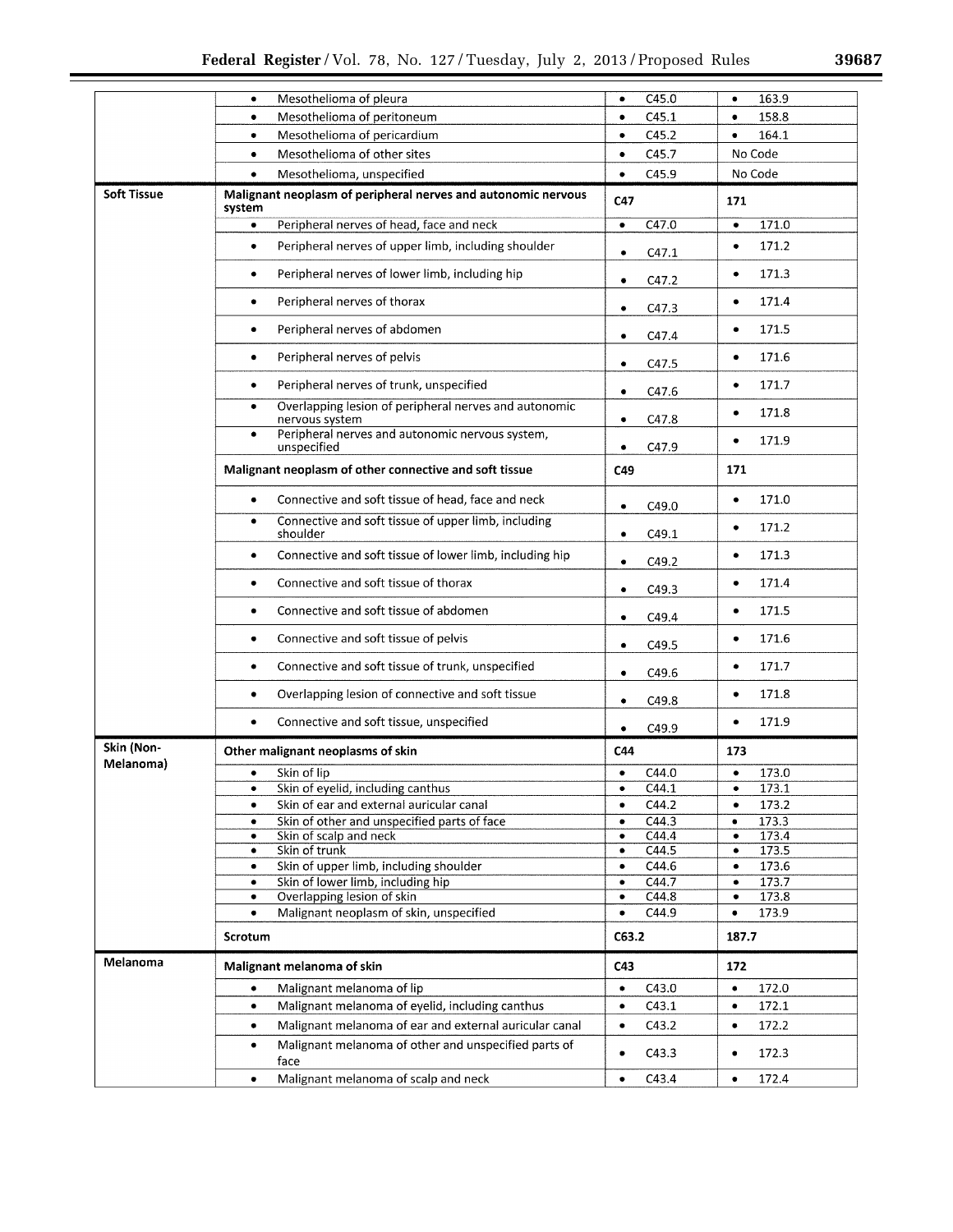| | | | |
|---|---|---|---|
| | • Mesothelioma of pleura | • C45.0 | • 163.9 |
| | • Mesothelioma of peritoneum | • C45.1 | • 158.8 |
| | • Mesothelioma of pericardium | • C45.2 | • 164.1 |
| | • Mesothelioma of other sites | • C45.7 | No Code |
| | • Mesothelioma, unspecified | • C45.9 | No Code |
| **Soft Tissue** | **Malignant neoplasm of peripheral nerves and autonomic nervous system** | **C47** | **171** |
| | • Peripheral nerves of head, face and neck | • C47.0 | • 171.0 |
| | • Peripheral nerves of upper limb, including shoulder | • C47.1 | • 171.2 |
| | • Peripheral nerves of lower limb, including hip | • C47.2 | • 171.3 |
| | • Peripheral nerves of thorax | • C47.3 | • 171.4 |
| | • Peripheral nerves of abdomen | • C47.4 | • 171.5 |
| | • Peripheral nerves of pelvis | • C47.5 | • 171.6 |
| | • Peripheral nerves of trunk, unspecified | • C47.6 | • 171.7 |
| | • Overlapping lesion of peripheral nerves and autonomic nervous system | • C47.8 | • 171.8 |
| | • Peripheral nerves and autonomic nervous system, unspecified | • C47.9 | • 171.9 |
| | **Malignant neoplasm of other connective and soft tissue** | **C49** | **171** |
| | • Connective and soft tissue of head, face and neck | • C49.0 | • 171.0 |
| | • Connective and soft tissue of upper limb, including shoulder | • C49.1 | • 171.2 |
| | • Connective and soft tissue of lower limb, including hip | • C49.2 | • 171.3 |
| | • Connective and soft tissue of thorax | • C49.3 | • 171.4 |
| | • Connective and soft tissue of abdomen | • C49.4 | • 171.5 |
| | • Connective and soft tissue of pelvis | • C49.5 | • 171.6 |
| | • Connective and soft tissue of trunk, unspecified | • C49.6 | • 171.7 |
| | • Overlapping lesion of connective and soft tissue | • C49.8 | • 171.8 |
| | • Connective and soft tissue, unspecified | • C49.9 | • 171.9 |
| **Skin (Non-Melanoma)** | **Other malignant neoplasms of skin** | **C44** | **173** |
| | • Skin of lip | • C44.0 | • 173.0 |
| | • Skin of eyelid, including canthus | • C44.1 | • 173.1 |
| | • Skin of ear and external auricular canal | • C44.2 | • 173.2 |
| | • Skin of other and unspecified parts of face | • C44.3 | • 173.3 |
| | • Skin of scalp and neck | • C44.4 | • 173.4 |
| | • Skin of trunk | • C44.5 | • 173.5 |
| | • Skin of upper limb, including shoulder | • C44.6 | • 173.6 |
| | • Skin of lower limb, including hip | • C44.7 | • 173.7 |
| | • Overlapping lesion of skin | • C44.8 | • 173.8 |
| | • Malignant neoplasm of skin, unspecified | • C44.9 | • 173.9 |
| | **Scrotum** | **C63.2** | **187.7** |
| **Melanoma** | **Malignant melanoma of skin** | **C43** | **172** |
| | • Malignant melanoma of lip | • C43.0 | • 172.0 |
| | • Malignant melanoma of eyelid, including canthus | • C43.1 | • 172.1 |
| | • Malignant melanoma of ear and external auricular canal | • C43.2 | • 172.2 |
| | • Malignant melanoma of other and unspecified parts of face | • C43.3 | • 172.3 |
| | • Malignant melanoma of scalp and neck | • C43.4 | • 172.4 |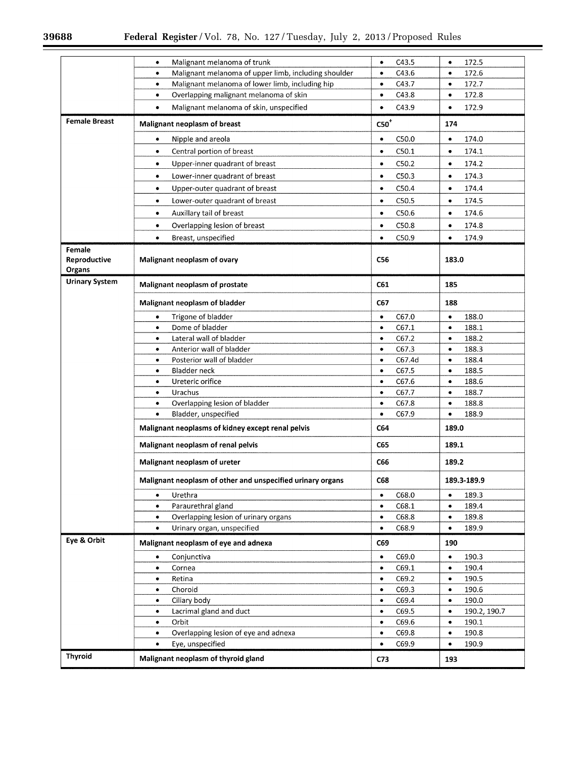| | | | |
|---|---|---|---|
| | • Malignant melanoma of trunk | • C43.5 | • 172.5 |
| | • Malignant melanoma of upper limb, including shoulder | • C43.6 | • 172.6 |
| | • Malignant melanoma of lower limb, including hip | • C43.7 | • 172.7 |
| | • Overlapping malignant melanoma of skin | • C43.8 | • 172.8 |
| | • Malignant melanoma of skin, unspecified | • C43.9 | • 172.9 |
| **Female Breast** | **Malignant neoplasm of breast** | **C50[+]** | **174** |
| | • Nipple and areola | • C50.0 | • 174.0 |
| | • Central portion of breast | • C50.1 | • 174.1 |
| | • Upper-inner quadrant of breast | • C50.2 | • 174.2 |
| | • Lower-inner quadrant of breast | • C50.3 | • 174.3 |
| | • Upper-outer quadrant of breast | • C50.4 | • 174.4 |
| | • Lower-outer quadrant of breast | • C50.5 | • 174.5 |
| | • Auxillary tail of breast | • C50.6 | • 174.6 |
| | • Overlapping lesion of breast | • C50.8 | • 174.8 |
| | • Breast, unspecified | • C50.9 | • 174.9 |
| **Female Reproductive Organs** | **Malignant neoplasm of ovary** | **C56** | **183.0** |
| **Urinary System** | **Malignant neoplasm of prostate** | **C61** | **185** |
| | **Malignant neoplasm of bladder** | **C67** | **188** |
| | • Trigone of bladder | • C67.0 | • 188.0 |
| | • Dome of bladder | • C67.1 | • 188.1 |
| | • Lateral wall of bladder | • C67.2 | • 188.2 |
| | • Anterior wall of bladder | • C67.3 | • 188.3 |
| | • Posterior wall of bladder | • C67.4d | • 188.4 |
| | • Bladder neck | • C67.5 | • 188.5 |
| | • Ureteric orifice | • C67.6 | • 188.6 |
| | • Urachus | • C67.7 | • 188.7 |
| | • Overlapping lesion of bladder | • C67.8 | • 188.8 |
| | • Bladder, unspecified | • C67.9 | • 188.9 |
| | **Malignant neoplasms of kidney except renal pelvis** | **C64** | **189.0** |
| | **Malignant neoplasm of renal pelvis** | **C65** | **189.1** |
| | **Malignant neoplasm of ureter** | **C66** | **189.2** |
| | **Malignant neoplasm of other and unspecified urinary organs** | **C68** | **189.3-189.9** |
| | • Urethra | • C68.0 | • 189.3 |
| | • Paraurethral gland | • C68.1 | • 189.4 |
| | • Overlapping lesion of urinary organs | • C68.8 | • 189.8 |
| | • Urinary organ, unspecified | • C68.9 | • 189.9 |
| **Eye & Orbit** | **Malignant neoplasm of eye and adnexa** | **C69** | **190** |
| | • Conjunctiva | • C69.0 | • 190.3 |
| | • Cornea | • C69.1 | • 190.4 |
| | • Retina | • C69.2 | • 190.5 |
| | • Choroid | • C69.3 | • 190.6 |
| | • Ciliary body | • C69.4 | • 190.0 |
| | • Lacrimal gland and duct | • C69.5 | • 190.2, 190.7 |
| | • Orbit | • C69.6 | • 190.1 |
| | • Overlapping lesion of eye and adnexa | • C69.8 | • 190.8 |
| | • Eye, unspecified | • C69.9 | • 190.9 |
| **Thyroid** | **Malignant neoplasm of thyroid gland** | **C73** | **193** |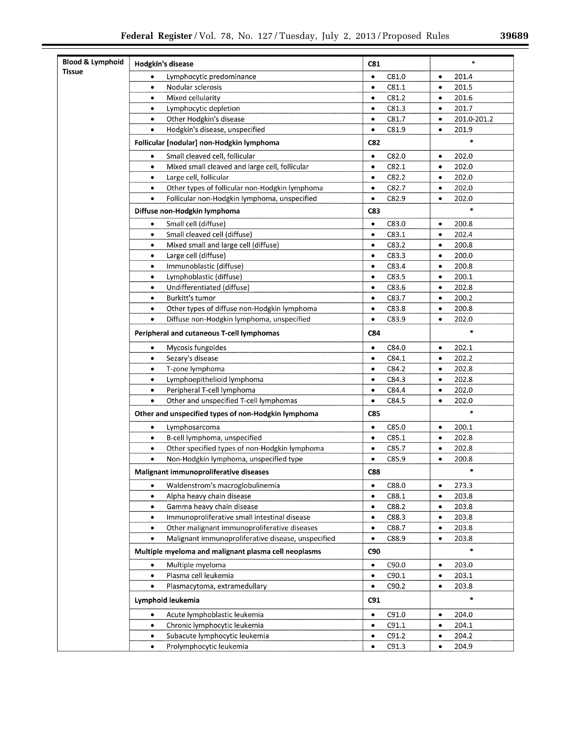| Blood & Lymphoid Tissue | **Hodgkin's disease** | **C81** | * |
|---|---|---|---|
| | • Lymphocytic predominance | • C81.0 | • 201.4 |
| | • Nodular sclerosis | • C81.1 | • 201.5 |
| | • Mixed cellularity | • C81.2 | • 201.6 |
| | • Lymphocytic depletion | • C81.3 | • 201.7 |
| | • Other Hodgkin's disease | • C81.7 | • 201.0-201.2 |
| | • Hodgkin's disease, unspecified | • C81.9 | • 201.9 |
| | **Follicular [nodular] non-Hodgkin lymphoma** | **C82** | * |
| | • Small cleaved cell, follicular | • C82.0 | • 202.0 |
| | • Mixed small cleaved and large cell, follicular | • C82.1 | • 202.0 |
| | • Large cell, follicular | • C82.2 | • 202.0 |
| | • Other types of follicular non-Hodgkin lymphoma | • C82.7 | • 202.0 |
| | • Follicular non-Hodgkin lymphoma, unspecified | • C82.9 | • 202.0 |
| | **Diffuse non-Hodgkin lymphoma** | **C83** | * |
| | • Small cell (diffuse) | • C83.0 | • 200.8 |
| | • Small cleaved cell (diffuse) | • C83.1 | • 202.4 |
| | • Mixed small and large cell (diffuse) | • C83.2 | • 200.8 |
| | • Large cell (diffuse) | • C83.3 | • 200.0 |
| | • Immunoblastic (diffuse) | • C83.4 | • 200.8 |
| | • Lymphoblastic (diffuse) | • C83.5 | • 200.1 |
| | • Undifferentiated (diffuse) | • C83.6 | • 202.8 |
| | • Burkitt's tumor | • C83.7 | • 200.2 |
| | • Other types of diffuse non-Hodgkin lymphoma | • C83.8 | • 200.8 |
| | • Diffuse non-Hodgkin lymphoma, unspecified | • C83.9 | • 202.0 |
| | **Peripheral and cutaneous T-cell lymphomas** | **C84** | * |
| | • Mycosis fungoides | • C84.0 | • 202.1 |
| | • Sezary's disease | • C84.1 | • 202.2 |
| | • T-zone lymphoma | • C84.2 | • 202.8 |
| | • Lymphoepithelioid lymphoma | • C84.3 | • 202.8 |
| | • Peripheral T-cell lymphoma | • C84.4 | • 202.0 |
| | • Other and unspecified T-cell lymphomas | • C84.5 | • 202.0 |
| | **Other and unspecified types of non-Hodgkin lymphoma** | **C85** | * |
| | • Lymphosarcoma | • C85.0 | • 200.1 |
| | • B-cell lymphoma, unspecified | • C85.1 | • 202.8 |
| | • Other specified types of non-Hodgkin lymphoma | • C85.7 | • 202.8 |
| | • Non-Hodgkin lymphoma, unspecified type | • C85.9 | • 200.8 |
| | **Malignant immunoproliferative diseases** | **C88** | * |
| | • Waldenstrom's macroglobulinemia | • C88.0 | • 273.3 |
| | • Alpha heavy chain disease | • C88.1 | • 203.8 |
| | • Gamma heavy chain disease | • C88.2 | • 203.8 |
| | • Immunoproliferative small intestinal disease | • C88.3 | • 203.8 |
| | • Other malignant immunoproliferative diseases | • C88.7 | • 203.8 |
| | • Malignant immunoproliferative disease, unspecified | • C88.9 | • 203.8 |
| | **Multiple myeloma and malignant plasma cell neoplasms** | **C90** | * |
| | • Multiple myeloma | • C90.0 | • 203.0 |
| | • Plasma cell leukemia | • C90.1 | • 203.1 |
| | • Plasmacytoma, extramedullary | • C90.2 | • 203.8 |
| | **Lymphoid leukemia** | **C91** | * |
| | • Acute lymphoblastic leukemia | • C91.0 | • 204.0 |
| | • Chronic lymphocytic leukemia | • C91.1 | • 204.1 |
| | • Subacute lymphocytic leukemia | • C91.2 | • 204.2 |
| | • Prolymphocytic leukemia | • C91.3 | • 204.9 |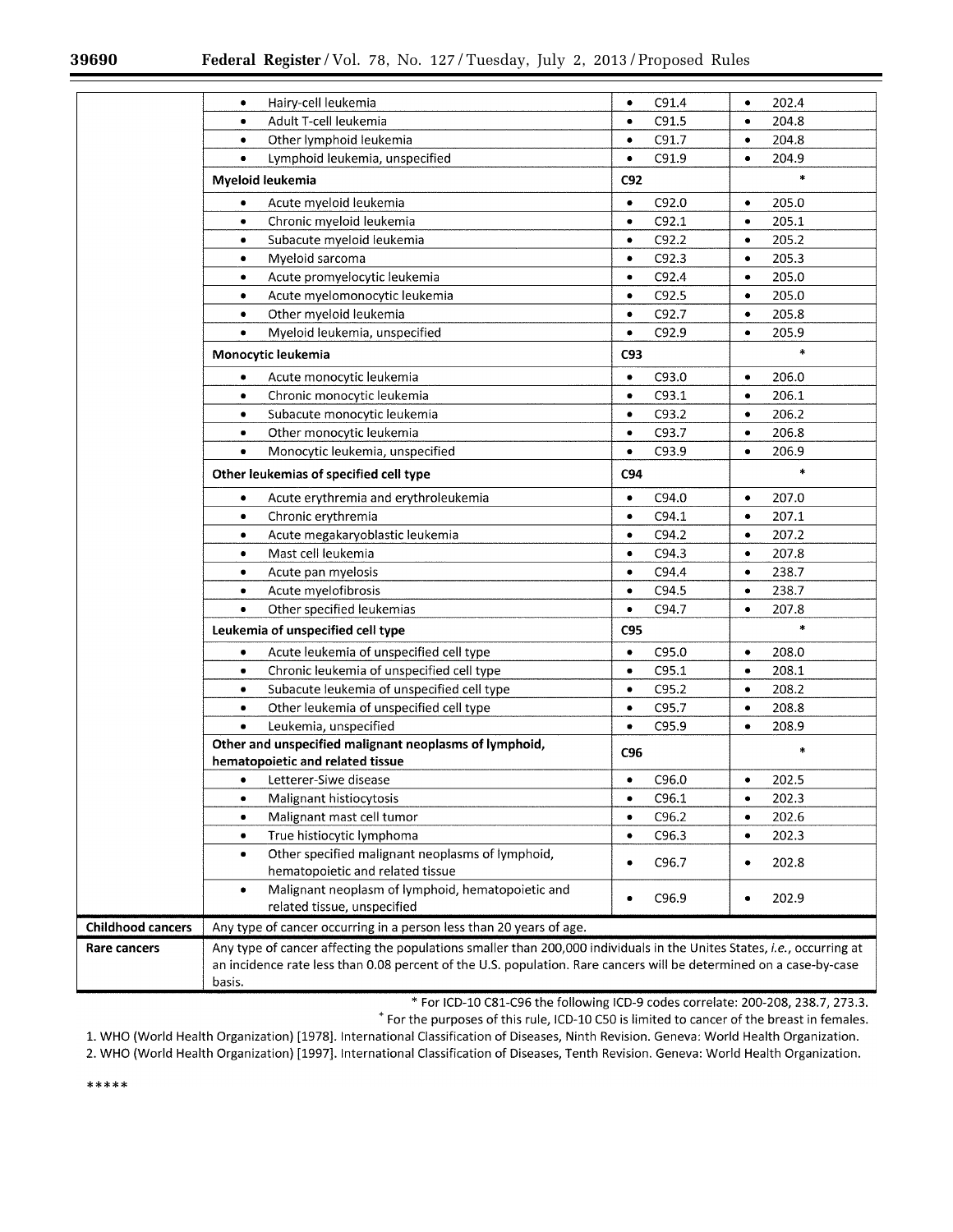| | | | |
|---|---|---|---|
| | • Hairy-cell leukemia | • C91.4 | • 202.4 |
| | • Adult T-cell leukemia | • C91.5 | • 204.8 |
| | • Other lymphoid leukemia | • C91.7 | • 204.8 |
| | • Lymphoid leukemia, unspecified | • C91.9 | • 204.9 |
| | **Myeloid leukemia** | **C92** | * |
| | • Acute myeloid leukemia | • C92.0 | • 205.0 |
| | • Chronic myeloid leukemia | • C92.1 | • 205.1 |
| | • Subacute myeloid leukemia | • C92.2 | • 205.2 |
| | • Myeloid sarcoma | • C92.3 | • 205.3 |
| | • Acute promyelocytic leukemia | • C92.4 | • 205.0 |
| | • Acute myelomonocytic leukemia | • C92.5 | • 205.0 |
| | • Other myeloid leukemia | • C92.7 | • 205.8 |
| | • Myeloid leukemia, unspecified | • C92.9 | • 205.9 |
| | **Monocytic leukemia** | **C93** | * |
| | • Acute monocytic leukemia | • C93.0 | • 206.0 |
| | • Chronic monocytic leukemia | • C93.1 | • 206.1 |
| | • Subacute monocytic leukemia | • C93.2 | • 206.2 |
| | • Other monocytic leukemia | • C93.7 | • 206.8 |
| | • Monocytic leukemia, unspecified | • C93.9 | • 206.9 |
| | **Other leukemias of specified cell type** | **C94** | * |
| | • Acute erythremia and erythroleukemia | • C94.0 | • 207.0 |
| | • Chronic erythremia | • C94.1 | • 207.1 |
| | • Acute megakaryoblastic leukemia | • C94.2 | • 207.2 |
| | • Mast cell leukemia | • C94.3 | • 207.8 |
| | • Acute pan myelosis | • C94.4 | • 238.7 |
| | • Acute myelofibrosis | • C94.5 | • 238.7 |
| | • Other specified leukemias | • C94.7 | • 207.8 |
| | **Leukemia of unspecified cell type** | **C95** | * |
| | • Acute leukemia of unspecified cell type | • C95.0 | • 208.0 |
| | • Chronic leukemia of unspecified cell type | • C95.1 | • 208.1 |
| | • Subacute leukemia of unspecified cell type | • C95.2 | • 208.2 |
| | • Other leukemia of unspecified cell type | • C95.7 | • 208.8 |
| | • Leukemia, unspecified | • C95.9 | • 208.9 |
| | **Other and unspecified malignant neoplasms of lymphoid, hematopoietic and related tissue** | **C96** | * |
| | • Letterer-Siwe disease | • C96.0 | • 202.5 |
| | • Malignant histiocytosis | • C96.1 | • 202.3 |
| | • Malignant mast cell tumor | • C96.2 | • 202.6 |
| | • True histiocytic lymphoma | • C96.3 | • 202.3 |
| | • Other specified malignant neoplasms of lymphoid, hematopoietic and related tissue | • C96.7 | • 202.8 |
| | • Malignant neoplasm of lymphoid, hematopoietic and related tissue, unspecified | • C96.9 | • 202.9 |
| **Childhood cancers** | Any type of cancer occurring in a person less than 20 years of age. | | |
| **Rare cancers** | Any type of cancer affecting the populations smaller than 200,000 individuals in the Unites States, *i.e.*, occurring at an incidence rate less than 0.08 percent of the U.S. population. Rare cancers will be determined on a case-by-case basis. | | |

\* For ICD-10 C81-C96 the following ICD-9 codes correlate: 200-208, 238.7, 273.3.

[+] For the purposes of this rule, ICD-10 C50 is limited to cancer of the breast in females.

1. WHO (World Health Organization) [1978]. International Classification of Diseases, Ninth Revision. Geneva: World Health Organization.
2. WHO (World Health Organization) [1997]. International Classification of Diseases, Tenth Revision. Geneva: World Health Organization.

\*\*\*\*\*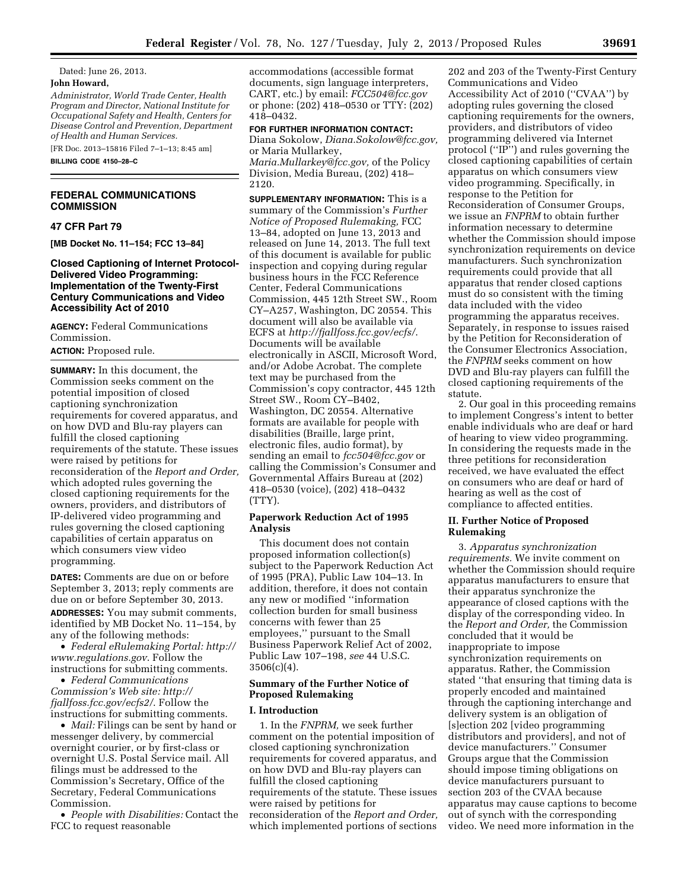Dated: June 26, 2013.

**John Howard,**

*Administrator, World Trade Center, Health Program and Director, National Institute for Occupational Safety and Health, Centers for Disease Control and Prevention, Department of Health and Human Services.*

[FR Doc. 2013–15816 Filed 7–1–13; 8:45 am]

**BILLING CODE 4150–28–C**

## FEDERAL COMMUNICATIONS COMMISSION

### 47 CFR Part 79

**[MB Docket No. 11–154; FCC 13–84]**

### Closed Captioning of Internet Protocol-Delivered Video Programming: Implementation of the Twenty-First Century Communications and Video Accessibility Act of 2010

**AGENCY:** Federal Communications Commission.

**ACTION:** Proposed rule.

**SUMMARY:** In this document, the Commission seeks comment on the potential imposition of closed captioning synchronization requirements for covered apparatus, and on how DVD and Blu-ray players can fulfill the closed captioning requirements of the statute. These issues were raised by petitions for reconsideration of the *Report and Order,* which adopted rules governing the closed captioning requirements for the owners, providers, and distributors of IP-delivered video programming and rules governing the closed captioning capabilities of certain apparatus on which consumers view video programming.

**DATES:** Comments are due on or before September 3, 2013; reply comments are due on or before September 30, 2013.

**ADDRESSES:** You may submit comments, identified by MB Docket No. 11–154, by any of the following methods:

- *Federal eRulemaking Portal: http://www.regulations.gov.* Follow the instructions for submitting comments.
- *Federal Communications Commission's Web site: http://fjallfoss.fcc.gov/ecfs2/.* Follow the instructions for submitting comments.
- *Mail:* Filings can be sent by hand or messenger delivery, by commercial overnight courier, or by first-class or overnight U.S. Postal Service mail. All filings must be addressed to the Commission's Secretary, Office of the Secretary, Federal Communications Commission.
- *People with Disabilities:* Contact the FCC to request reasonable accommodations (accessible format documents, sign language interpreters, CART, etc.) by email: *FCC504@fcc.gov* or phone: (202) 418–0530 or TTY: (202) 418–0432.

**FOR FURTHER INFORMATION CONTACT:** Diana Sokolow, *Diana.Sokolow@fcc.gov,* or Maria Mullarkey, *Maria.Mullarkey@fcc.gov,* of the Policy Division, Media Bureau, (202) 418–2120.

**SUPPLEMENTARY INFORMATION:** This is a summary of the Commission's *Further Notice of Proposed Rulemaking,* FCC 13–84, adopted on June 13, 2013 and released on June 14, 2013. The full text of this document is available for public inspection and copying during regular business hours in the FCC Reference Center, Federal Communications Commission, 445 12th Street SW., Room CY–A257, Washington, DC 20554. This document will also be available via ECFS at *http://fjallfoss.fcc.gov/ecfs/.* Documents will be available electronically in ASCII, Microsoft Word, and/or Adobe Acrobat. The complete text may be purchased from the Commission's copy contractor, 445 12th Street SW., Room CY–B402, Washington, DC 20554. Alternative formats are available for people with disabilities (Braille, large print, electronic files, audio format), by sending an email to *fcc504@fcc.gov* or calling the Commission's Consumer and Governmental Affairs Bureau at (202) 418–0530 (voice), (202) 418–0432 (TTY).

### Paperwork Reduction Act of 1995 Analysis

This document does not contain proposed information collection(s) subject to the Paperwork Reduction Act of 1995 (PRA), Public Law 104–13. In addition, therefore, it does not contain any new or modified "information collection burden for small business concerns with fewer than 25 employees," pursuant to the Small Business Paperwork Relief Act of 2002, Public Law 107–198, *see* 44 U.S.C. 3506(c)(4).

### Summary of the Further Notice of Proposed Rulemaking

#### I. Introduction

1. In the *FNPRM,* we seek further comment on the potential imposition of closed captioning synchronization requirements for covered apparatus, and on how DVD and Blu-ray players can fulfill the closed captioning requirements of the statute. These issues were raised by petitions for reconsideration of the *Report and Order,* which implemented portions of sections 202 and 203 of the Twenty-First Century Communications and Video Accessibility Act of 2010 ("CVAA") by adopting rules governing the closed captioning requirements for the owners, providers, and distributors of video programming delivered via Internet protocol ("IP") and rules governing the closed captioning capabilities of certain apparatus on which consumers view video programming. Specifically, in response to the Petition for Reconsideration of Consumer Groups, we issue an *FNPRM* to obtain further information necessary to determine whether the Commission should impose synchronization requirements on device manufacturers. Such synchronization requirements could provide that all apparatus that render closed captions must do so consistent with the timing data included with the video programming the apparatus receives. Separately, in response to issues raised by the Petition for Reconsideration of the Consumer Electronics Association, the *FNPRM* seeks comment on how DVD and Blu-ray players can fulfill the closed captioning requirements of the statute.

2. Our goal in this proceeding remains to implement Congress's intent to better enable individuals who are deaf or hard of hearing to view video programming. In considering the requests made in the three petitions for reconsideration received, we have evaluated the effect on consumers who are deaf or hard of hearing as well as the cost of compliance to affected entities.

#### II. Further Notice of Proposed Rulemaking

3. *Apparatus synchronization requirements.* We invite comment on whether the Commission should require apparatus manufacturers to ensure that their apparatus synchronize the appearance of closed captions with the display of the corresponding video. In the *Report and Order,* the Commission concluded that it would be inappropriate to impose synchronization requirements on apparatus. Rather, the Commission stated "that ensuring that timing data is properly encoded and maintained through the captioning interchange and delivery system is an obligation of [s]ection 202 [video programming distributors and providers], and not of device manufacturers." Consumer Groups argue that the Commission should impose timing obligations on device manufacturers pursuant to section 203 of the CVAA because apparatus may cause captions to become out of synch with the corresponding video. We need more information in the